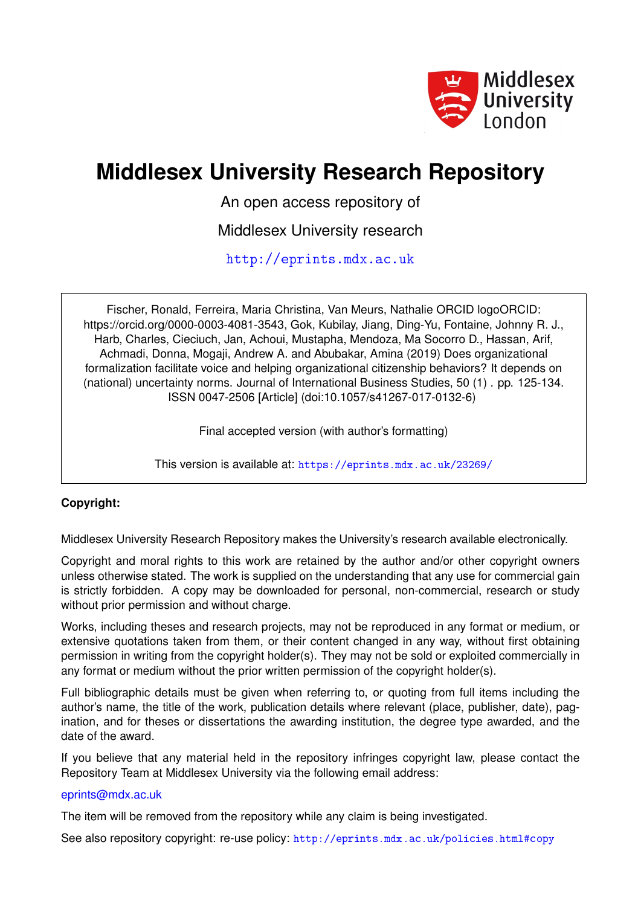Middlesex University London

# Middlesex University Research Repository

An open access repository of

Middlesex University research

http://eprints.mdx.ac.uk

Fischer, Ronald, Ferreira, Maria Christina, Van Meurs, Nathalie ORCID logoORCID: https://orcid.org/0000-0003-4081-3543, Gok, Kubilay, Jiang, Ding-Yu, Fontaine, Johnny R. J., Harb, Charles, Cieciuch, Jan, Achoui, Mustapha, Mendoza, Ma Socorro D., Hassan, Arif, Achmadi, Donna, Mogaji, Andrew A. and Abubakar, Amina (2019) Does organizational formalization facilitate voice and helping organizational citizenship behaviors? It depends on (national) uncertainty norms. Journal of International Business Studies, 50 (1) . pp. 125-134. ISSN 0047-2506 [Article] (doi:10.1057/s41267-017-0132-6)

Final accepted version (with author's formatting)

This version is available at: https://eprints.mdx.ac.uk/23269/

**Copyright:**

Middlesex University Research Repository makes the University's research available electronically.

Copyright and moral rights to this work are retained by the author and/or other copyright owners unless otherwise stated. The work is supplied on the understanding that any use for commercial gain is strictly forbidden. A copy may be downloaded for personal, non-commercial, research or study without prior permission and without charge.

Works, including theses and research projects, may not be reproduced in any format or medium, or extensive quotations taken from them, or their content changed in any way, without first obtaining permission in writing from the copyright holder(s). They may not be sold or exploited commercially in any format or medium without the prior written permission of the copyright holder(s).

Full bibliographic details must be given when referring to, or quoting from full items including the author's name, the title of the work, publication details where relevant (place, publisher, date), pagination, and for theses or dissertations the awarding institution, the degree type awarded, and the date of the award.

If you believe that any material held in the repository infringes copyright law, please contact the Repository Team at Middlesex University via the following email address:

eprints@mdx.ac.uk

The item will be removed from the repository while any claim is being investigated.

See also repository copyright: re-use policy: http://eprints.mdx.ac.uk/policies.html#copy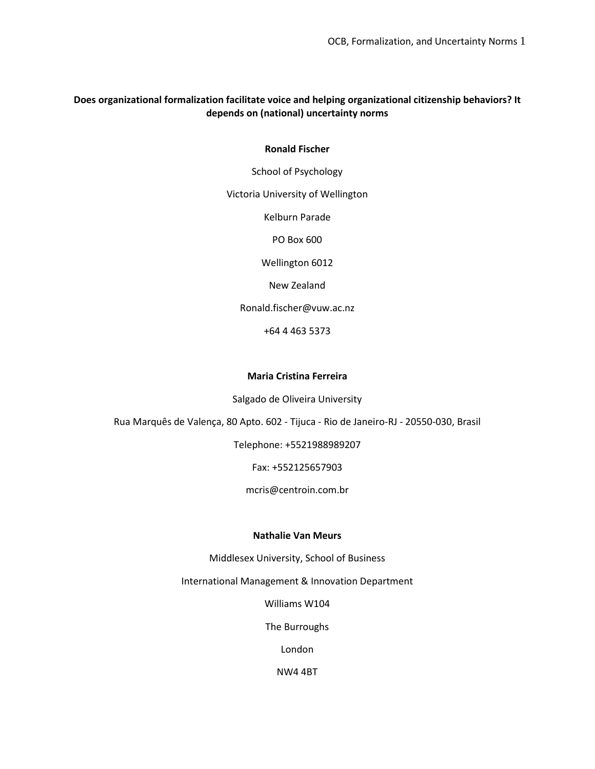**Does organizational formalization facilitate voice and helping organizational citizenship behaviors? It depends on (national) uncertainty norms**

**Ronald Fischer**

School of Psychology

Victoria University of Wellington

Kelburn Parade

PO Box 600

Wellington 6012

New Zealand

Ronald.fischer@vuw.ac.nz

+64 4 463 5373

**Maria Cristina Ferreira**

Salgado de Oliveira University

Rua Marquês de Valença, 80 Apto. 602 - Tijuca - Rio de Janeiro-RJ - 20550-030, Brasil

Telephone: +5521988989207

Fax: +552125657903

mcris@centroin.com.br

**Nathalie Van Meurs**

Middlesex University, School of Business

International Management & Innovation Department

Williams W104

The Burroughs

London

NW4 4BT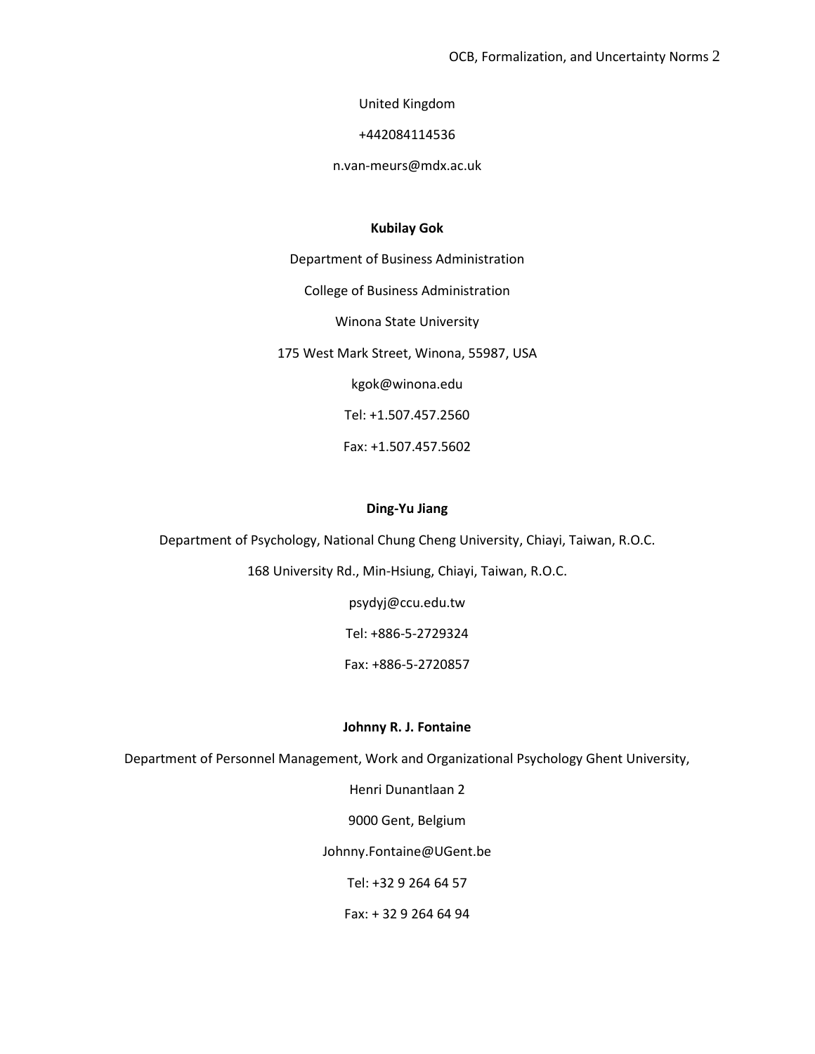United Kingdom

+442084114536

n.van-meurs@mdx.ac.uk

**Kubilay Gok**

Department of Business Administration

College of Business Administration

Winona State University

175 West Mark Street, Winona, 55987, USA

kgok@winona.edu

Tel: +1.507.457.2560

Fax: +1.507.457.5602

**Ding-Yu Jiang**

Department of Psychology, National Chung Cheng University, Chiayi, Taiwan, R.O.C.

168 University Rd., Min-Hsiung, Chiayi, Taiwan, R.O.C.

psydyj@ccu.edu.tw

Tel: +886-5-2729324

Fax: +886-5-2720857

**Johnny R. J. Fontaine**

Department of Personnel Management, Work and Organizational Psychology Ghent University,

Henri Dunantlaan 2

9000 Gent, Belgium

Johnny.Fontaine@UGent.be

Tel: +32 9 264 64 57

Fax: + 32 9 264 64 94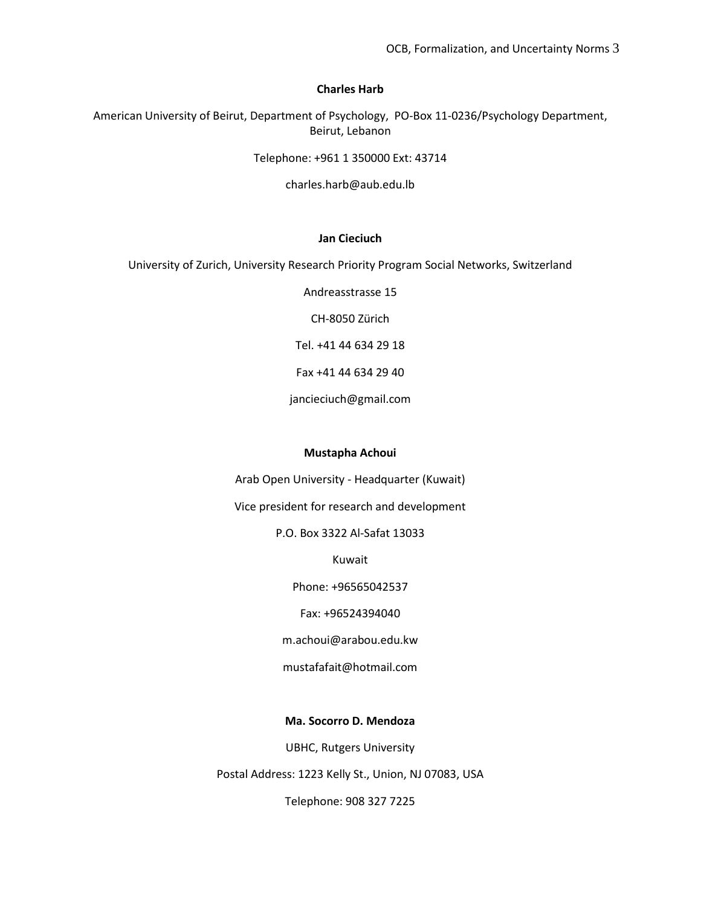**Charles Harb**

American University of Beirut, Department of Psychology, PO-Box 11-0236/Psychology Department, Beirut, Lebanon

Telephone: +961 1 350000 Ext: 43714

charles.harb@aub.edu.lb

**Jan Cieciuch**

University of Zurich, University Research Priority Program Social Networks, Switzerland

Andreasstrasse 15

CH-8050 Zürich

Tel. +41 44 634 29 18

Fax +41 44 634 29 40

jancieciuch@gmail.com

**Mustapha Achoui**

Arab Open University - Headquarter (Kuwait)

Vice president for research and development

P.O. Box 3322 Al-Safat 13033

Kuwait

Phone: +96565042537

Fax: +96524394040

m.achoui@arabou.edu.kw

mustafafait@hotmail.com

**Ma. Socorro D. Mendoza**

UBHC, Rutgers University

Postal Address: 1223 Kelly St., Union, NJ 07083, USA

Telephone: 908 327 7225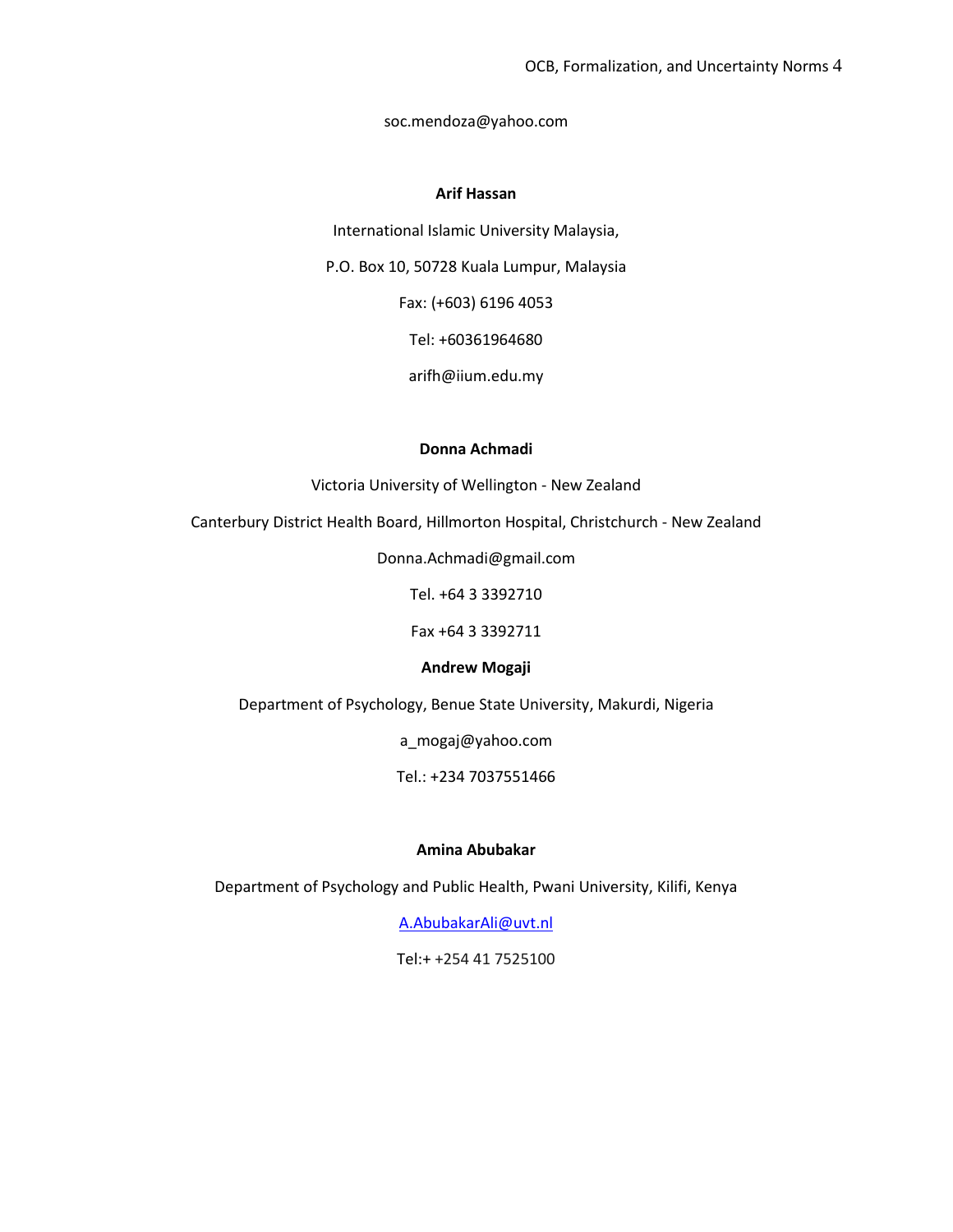soc.mendoza@yahoo.com

**Arif Hassan**

International Islamic University Malaysia,

P.O. Box 10, 50728 Kuala Lumpur, Malaysia

Fax: (+603) 6196 4053

Tel: +60361964680

arifh@iium.edu.my

**Donna Achmadi**

Victoria University of Wellington - New Zealand

Canterbury District Health Board, Hillmorton Hospital, Christchurch - New Zealand

Donna.Achmadi@gmail.com

Tel. +64 3 3392710

Fax +64 3 3392711

**Andrew Mogaji**

Department of Psychology, Benue State University, Makurdi, Nigeria

a_mogaj@yahoo.com

Tel.: +234 7037551466

**Amina Abubakar**

Department of Psychology and Public Health, Pwani University, Kilifi, Kenya

A.AbubakarAli@uvt.nl

Tel:+ +254 41 7525100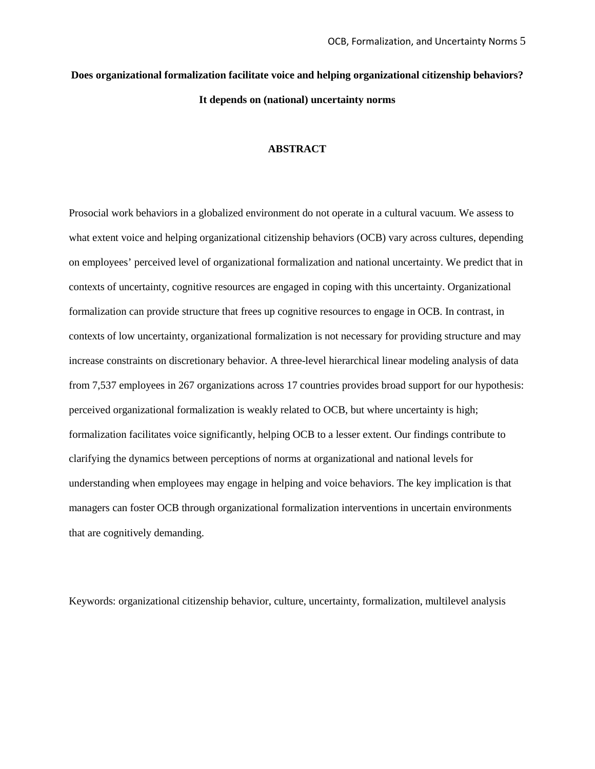**Does organizational formalization facilitate voice and helping organizational citizenship behaviors? It depends on (national) uncertainty norms**

## ABSTRACT

Prosocial work behaviors in a globalized environment do not operate in a cultural vacuum. We assess to what extent voice and helping organizational citizenship behaviors (OCB) vary across cultures, depending on employees' perceived level of organizational formalization and national uncertainty. We predict that in contexts of uncertainty, cognitive resources are engaged in coping with this uncertainty. Organizational formalization can provide structure that frees up cognitive resources to engage in OCB. In contrast, in contexts of low uncertainty, organizational formalization is not necessary for providing structure and may increase constraints on discretionary behavior. A three-level hierarchical linear modeling analysis of data from 7,537 employees in 267 organizations across 17 countries provides broad support for our hypothesis: perceived organizational formalization is weakly related to OCB, but where uncertainty is high; formalization facilitates voice significantly, helping OCB to a lesser extent. Our findings contribute to clarifying the dynamics between perceptions of norms at organizational and national levels for understanding when employees may engage in helping and voice behaviors. The key implication is that managers can foster OCB through organizational formalization interventions in uncertain environments that are cognitively demanding.

Keywords: organizational citizenship behavior, culture, uncertainty, formalization, multilevel analysis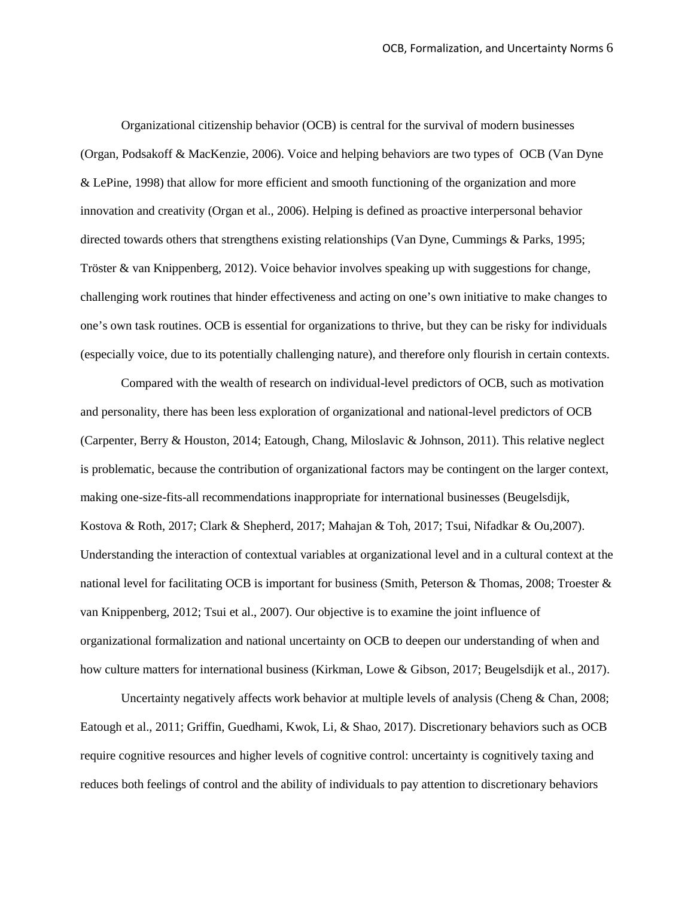Organizational citizenship behavior (OCB) is central for the survival of modern businesses (Organ, Podsakoff & MacKenzie, 2006). Voice and helping behaviors are two types of OCB (Van Dyne & LePine, 1998) that allow for more efficient and smooth functioning of the organization and more innovation and creativity (Organ et al., 2006). Helping is defined as proactive interpersonal behavior directed towards others that strengthens existing relationships (Van Dyne, Cummings & Parks, 1995; Tröster & van Knippenberg, 2012). Voice behavior involves speaking up with suggestions for change, challenging work routines that hinder effectiveness and acting on one's own initiative to make changes to one's own task routines. OCB is essential for organizations to thrive, but they can be risky for individuals (especially voice, due to its potentially challenging nature), and therefore only flourish in certain contexts.

Compared with the wealth of research on individual-level predictors of OCB, such as motivation and personality, there has been less exploration of organizational and national-level predictors of OCB (Carpenter, Berry & Houston, 2014; Eatough, Chang, Miloslavic & Johnson, 2011). This relative neglect is problematic, because the contribution of organizational factors may be contingent on the larger context, making one-size-fits-all recommendations inappropriate for international businesses (Beugelsdijk, Kostova & Roth, 2017; Clark & Shepherd, 2017; Mahajan & Toh, 2017; Tsui, Nifadkar & Ou,2007). Understanding the interaction of contextual variables at organizational level and in a cultural context at the national level for facilitating OCB is important for business (Smith, Peterson & Thomas, 2008; Troester & van Knippenberg, 2012; Tsui et al., 2007). Our objective is to examine the joint influence of organizational formalization and national uncertainty on OCB to deepen our understanding of when and how culture matters for international business (Kirkman, Lowe & Gibson, 2017; Beugelsdijk et al., 2017).

Uncertainty negatively affects work behavior at multiple levels of analysis (Cheng & Chan, 2008; Eatough et al., 2011; Griffin, Guedhami, Kwok, Li, & Shao, 2017). Discretionary behaviors such as OCB require cognitive resources and higher levels of cognitive control: uncertainty is cognitively taxing and reduces both feelings of control and the ability of individuals to pay attention to discretionary behaviors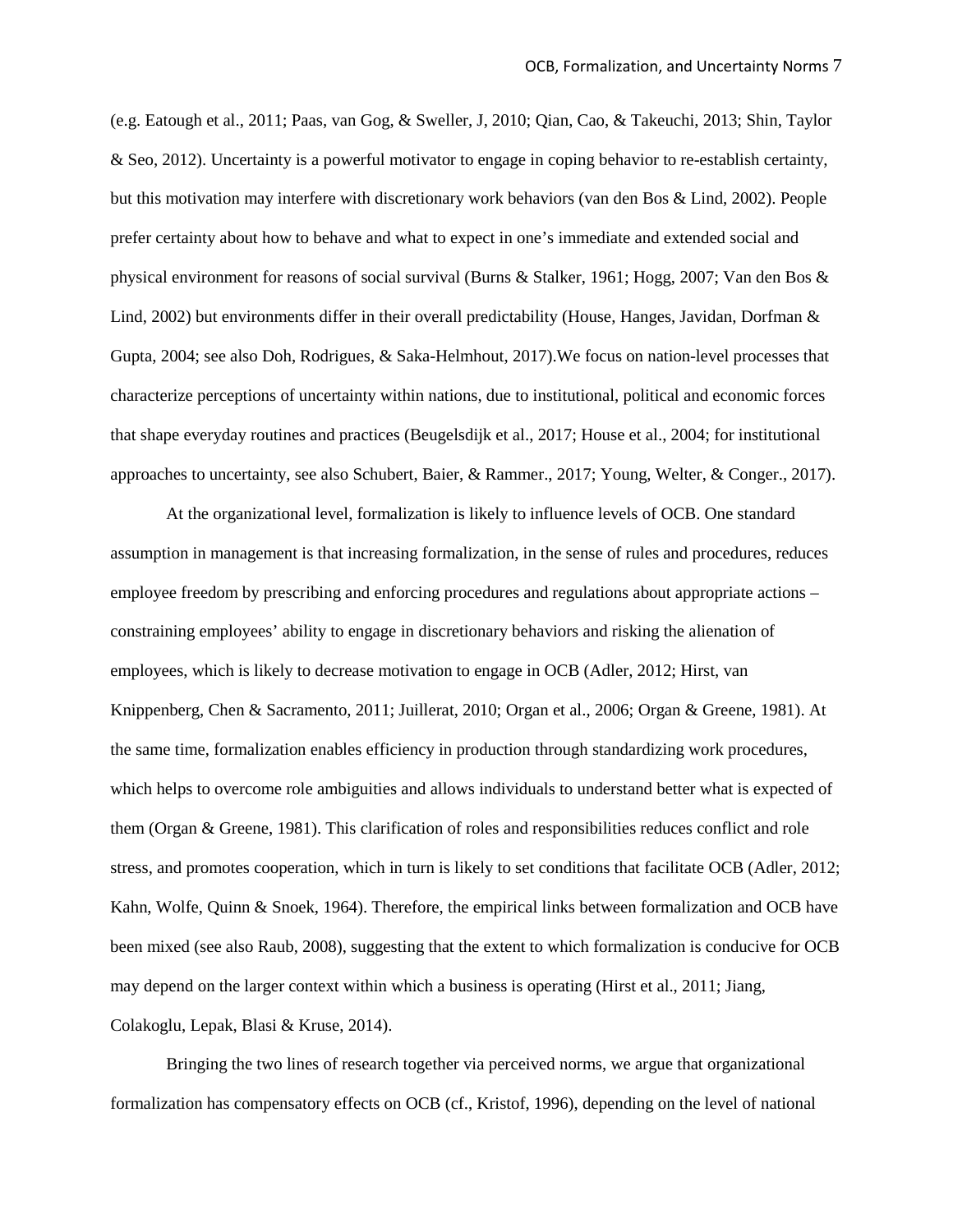(e.g. Eatough et al., 2011; Paas, van Gog, & Sweller, J, 2010; Qian, Cao, & Takeuchi, 2013; Shin, Taylor & Seo, 2012). Uncertainty is a powerful motivator to engage in coping behavior to re-establish certainty, but this motivation may interfere with discretionary work behaviors (van den Bos & Lind, 2002). People prefer certainty about how to behave and what to expect in one's immediate and extended social and physical environment for reasons of social survival (Burns & Stalker, 1961; Hogg, 2007; Van den Bos & Lind, 2002) but environments differ in their overall predictability (House, Hanges, Javidan, Dorfman & Gupta, 2004; see also Doh, Rodrigues, & Saka-Helmhout, 2017).We focus on nation-level processes that characterize perceptions of uncertainty within nations, due to institutional, political and economic forces that shape everyday routines and practices (Beugelsdijk et al., 2017; House et al., 2004; for institutional approaches to uncertainty, see also Schubert, Baier, & Rammer., 2017; Young, Welter, & Conger., 2017).

At the organizational level, formalization is likely to influence levels of OCB. One standard assumption in management is that increasing formalization, in the sense of rules and procedures, reduces employee freedom by prescribing and enforcing procedures and regulations about appropriate actions – constraining employees' ability to engage in discretionary behaviors and risking the alienation of employees, which is likely to decrease motivation to engage in OCB (Adler, 2012; Hirst, van Knippenberg, Chen & Sacramento, 2011; Juillerat, 2010; Organ et al., 2006; Organ & Greene, 1981). At the same time, formalization enables efficiency in production through standardizing work procedures, which helps to overcome role ambiguities and allows individuals to understand better what is expected of them (Organ & Greene, 1981). This clarification of roles and responsibilities reduces conflict and role stress, and promotes cooperation, which in turn is likely to set conditions that facilitate OCB (Adler, 2012; Kahn, Wolfe, Quinn & Snoek, 1964). Therefore, the empirical links between formalization and OCB have been mixed (see also Raub, 2008), suggesting that the extent to which formalization is conducive for OCB may depend on the larger context within which a business is operating (Hirst et al., 2011; Jiang, Colakoglu, Lepak, Blasi & Kruse, 2014).

Bringing the two lines of research together via perceived norms, we argue that organizational formalization has compensatory effects on OCB (cf., Kristof, 1996), depending on the level of national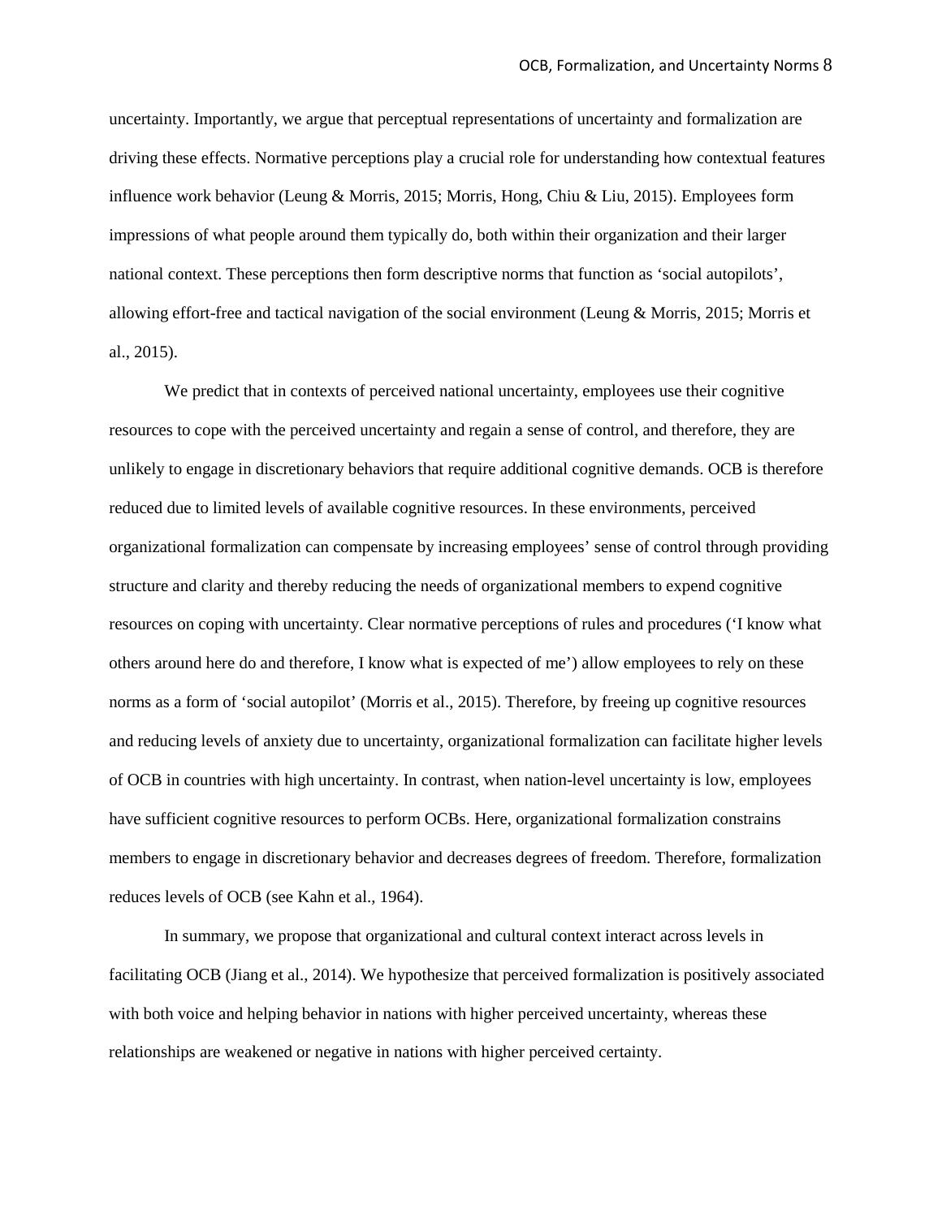uncertainty. Importantly, we argue that perceptual representations of uncertainty and formalization are driving these effects. Normative perceptions play a crucial role for understanding how contextual features influence work behavior (Leung & Morris, 2015; Morris, Hong, Chiu & Liu, 2015). Employees form impressions of what people around them typically do, both within their organization and their larger national context. These perceptions then form descriptive norms that function as 'social autopilots', allowing effort-free and tactical navigation of the social environment (Leung & Morris, 2015; Morris et al., 2015).

We predict that in contexts of perceived national uncertainty, employees use their cognitive resources to cope with the perceived uncertainty and regain a sense of control, and therefore, they are unlikely to engage in discretionary behaviors that require additional cognitive demands. OCB is therefore reduced due to limited levels of available cognitive resources. In these environments, perceived organizational formalization can compensate by increasing employees' sense of control through providing structure and clarity and thereby reducing the needs of organizational members to expend cognitive resources on coping with uncertainty. Clear normative perceptions of rules and procedures ('I know what others around here do and therefore, I know what is expected of me') allow employees to rely on these norms as a form of 'social autopilot' (Morris et al., 2015). Therefore, by freeing up cognitive resources and reducing levels of anxiety due to uncertainty, organizational formalization can facilitate higher levels of OCB in countries with high uncertainty. In contrast, when nation-level uncertainty is low, employees have sufficient cognitive resources to perform OCBs. Here, organizational formalization constrains members to engage in discretionary behavior and decreases degrees of freedom. Therefore, formalization reduces levels of OCB (see Kahn et al., 1964).

In summary, we propose that organizational and cultural context interact across levels in facilitating OCB (Jiang et al., 2014). We hypothesize that perceived formalization is positively associated with both voice and helping behavior in nations with higher perceived uncertainty, whereas these relationships are weakened or negative in nations with higher perceived certainty.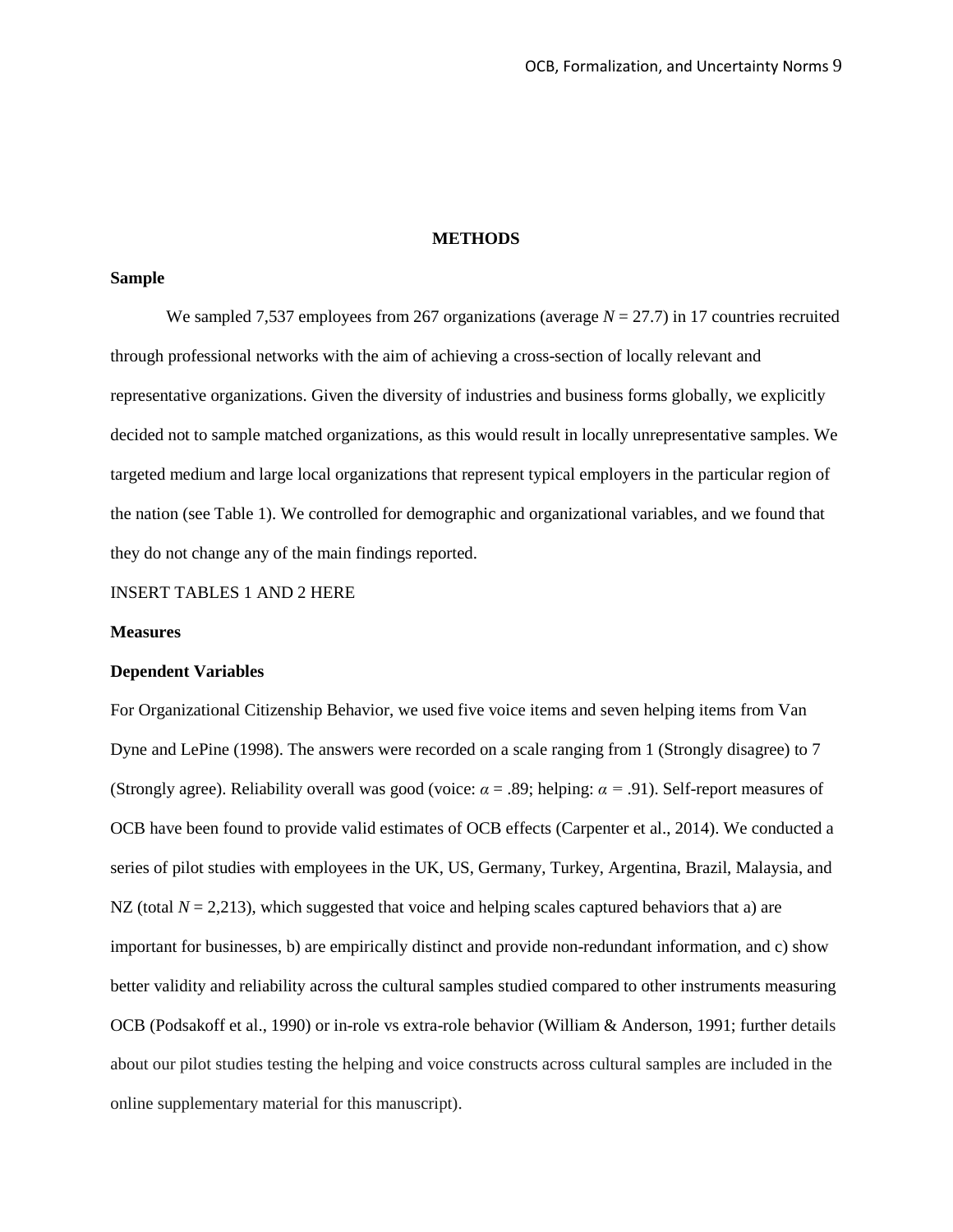## METHODS

### Sample

We sampled 7,537 employees from 267 organizations (average $N = 27.7$) in 17 countries recruited through professional networks with the aim of achieving a cross-section of locally relevant and representative organizations. Given the diversity of industries and business forms globally, we explicitly decided not to sample matched organizations, as this would result in locally unrepresentative samples. We targeted medium and large local organizations that represent typical employers in the particular region of the nation (see Table 1). We controlled for demographic and organizational variables, and we found that they do not change any of the main findings reported.

INSERT TABLES 1 AND 2 HERE

### Measures

### Dependent Variables

For Organizational Citizenship Behavior, we used five voice items and seven helping items from Van Dyne and LePine (1998). The answers were recorded on a scale ranging from 1 (Strongly disagree) to 7 (Strongly agree). Reliability overall was good (voice: $\alpha = .89$; helping: $\alpha = .91$). Self-report measures of OCB have been found to provide valid estimates of OCB effects (Carpenter et al., 2014). We conducted a series of pilot studies with employees in the UK, US, Germany, Turkey, Argentina, Brazil, Malaysia, and NZ (total $N = 2,213$), which suggested that voice and helping scales captured behaviors that a) are important for businesses, b) are empirically distinct and provide non-redundant information, and c) show better validity and reliability across the cultural samples studied compared to other instruments measuring OCB (Podsakoff et al., 1990) or in-role vs extra-role behavior (William & Anderson, 1991; further details about our pilot studies testing the helping and voice constructs across cultural samples are included in the online supplementary material for this manuscript).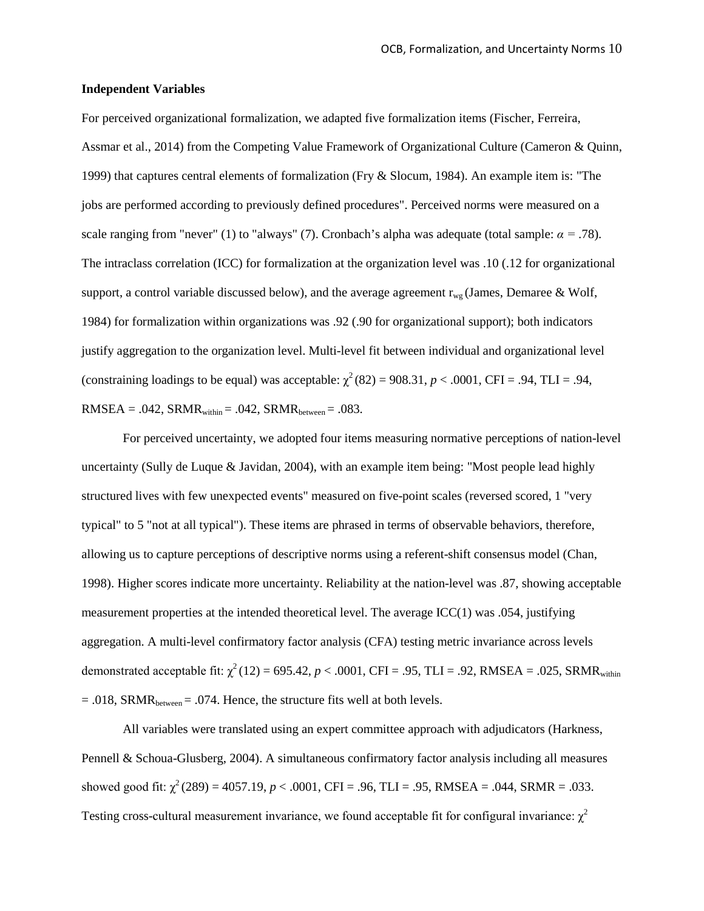**Independent Variables**

For perceived organizational formalization, we adapted five formalization items (Fischer, Ferreira, Assmar et al., 2014) from the Competing Value Framework of Organizational Culture (Cameron & Quinn, 1999) that captures central elements of formalization (Fry & Slocum, 1984). An example item is: "The jobs are performed according to previously defined procedures". Perceived norms were measured on a scale ranging from "never" (1) to "always" (7). Cronbach's alpha was adequate (total sample: $\alpha = .78$). The intraclass correlation (ICC) for formalization at the organization level was .10 (.12 for organizational support, a control variable discussed below), and the average agreement $r_{wg}$ (James, Demaree & Wolf, 1984) for formalization within organizations was .92 (.90 for organizational support); both indicators justify aggregation to the organization level. Multi-level fit between individual and organizational level (constraining loadings to be equal) was acceptable: $\chi^2(82) = 908.31$, $p < .0001$, CFI = .94, TLI = .94, RMSEA = .042, $SRMR_{within} = .042$, $SRMR_{between} = .083$.

For perceived uncertainty, we adopted four items measuring normative perceptions of nation-level uncertainty (Sully de Luque & Javidan, 2004), with an example item being: "Most people lead highly structured lives with few unexpected events" measured on five-point scales (reversed scored, 1 "very typical" to 5 "not at all typical"). These items are phrased in terms of observable behaviors, therefore, allowing us to capture perceptions of descriptive norms using a referent-shift consensus model (Chan, 1998). Higher scores indicate more uncertainty. Reliability at the nation-level was .87, showing acceptable measurement properties at the intended theoretical level. The average ICC(1) was .054, justifying aggregation. A multi-level confirmatory factor analysis (CFA) testing metric invariance across levels demonstrated acceptable fit: $\chi^2(12) = 695.42$, $p < .0001$, CFI = .95, TLI = .92, RMSEA = .025, $SRMR_{within} = .018$, $SRMR_{between} = .074$. Hence, the structure fits well at both levels.

All variables were translated using an expert committee approach with adjudicators (Harkness, Pennell & Schoua-Glusberg, 2004). A simultaneous confirmatory factor analysis including all measures showed good fit: $\chi^2(289) = 4057.19$, $p < .0001$, CFI = .96, TLI = .95, RMSEA = .044, SRMR = .033. Testing cross-cultural measurement invariance, we found acceptable fit for configural invariance: $\chi^2$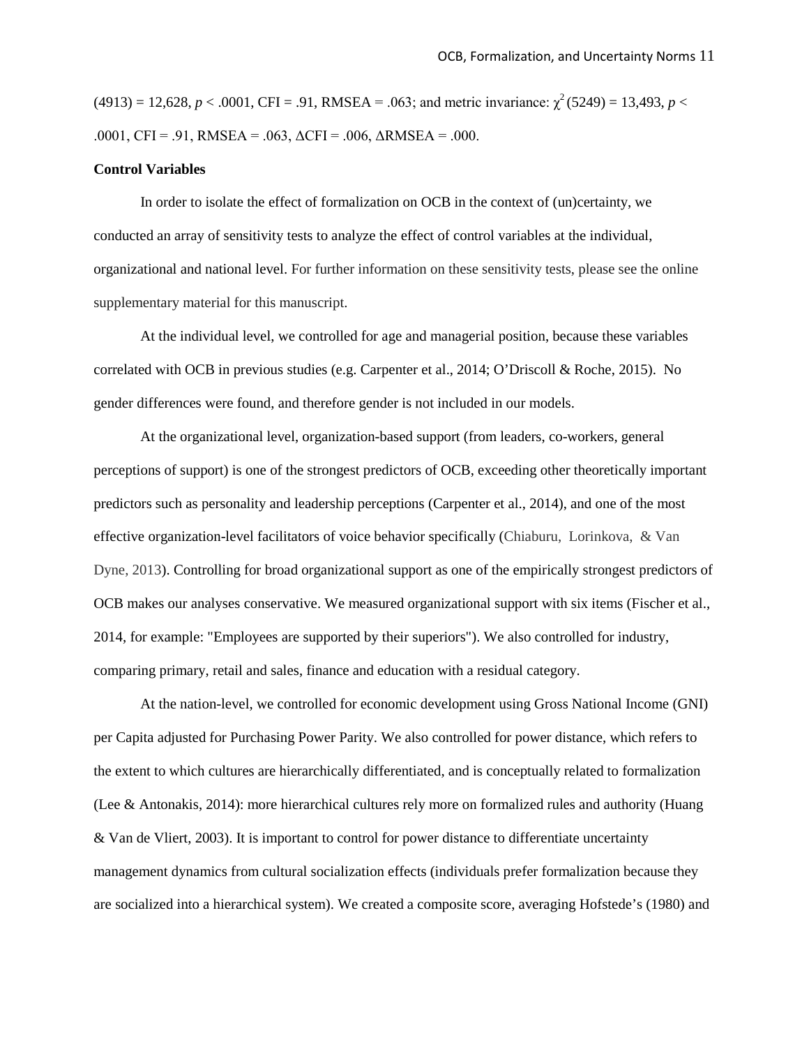(4913) = 12,628, $p < .0001$, CFI = .91, RMSEA = .063; and metric invariance: $\chi^2(5249) = 13,493$, $p < .0001$, CFI = .91, RMSEA = .063, ΔCFI = .006, ΔRMSEA = .000.

**Control Variables**

In order to isolate the effect of formalization on OCB in the context of (un)certainty, we conducted an array of sensitivity tests to analyze the effect of control variables at the individual, organizational and national level. For further information on these sensitivity tests, please see the online supplementary material for this manuscript.

At the individual level, we controlled for age and managerial position, because these variables correlated with OCB in previous studies (e.g. Carpenter et al., 2014; O'Driscoll & Roche, 2015). No gender differences were found, and therefore gender is not included in our models.

At the organizational level, organization-based support (from leaders, co-workers, general perceptions of support) is one of the strongest predictors of OCB, exceeding other theoretically important predictors such as personality and leadership perceptions (Carpenter et al., 2014), and one of the most effective organization-level facilitators of voice behavior specifically (Chiaburu, Lorinkova, & Van Dyne, 2013). Controlling for broad organizational support as one of the empirically strongest predictors of OCB makes our analyses conservative. We measured organizational support with six items (Fischer et al., 2014, for example: "Employees are supported by their superiors"). We also controlled for industry, comparing primary, retail and sales, finance and education with a residual category.

At the nation-level, we controlled for economic development using Gross National Income (GNI) per Capita adjusted for Purchasing Power Parity. We also controlled for power distance, which refers to the extent to which cultures are hierarchically differentiated, and is conceptually related to formalization (Lee & Antonakis, 2014): more hierarchical cultures rely more on formalized rules and authority (Huang & Van de Vliert, 2003). It is important to control for power distance to differentiate uncertainty management dynamics from cultural socialization effects (individuals prefer formalization because they are socialized into a hierarchical system). We created a composite score, averaging Hofstede's (1980) and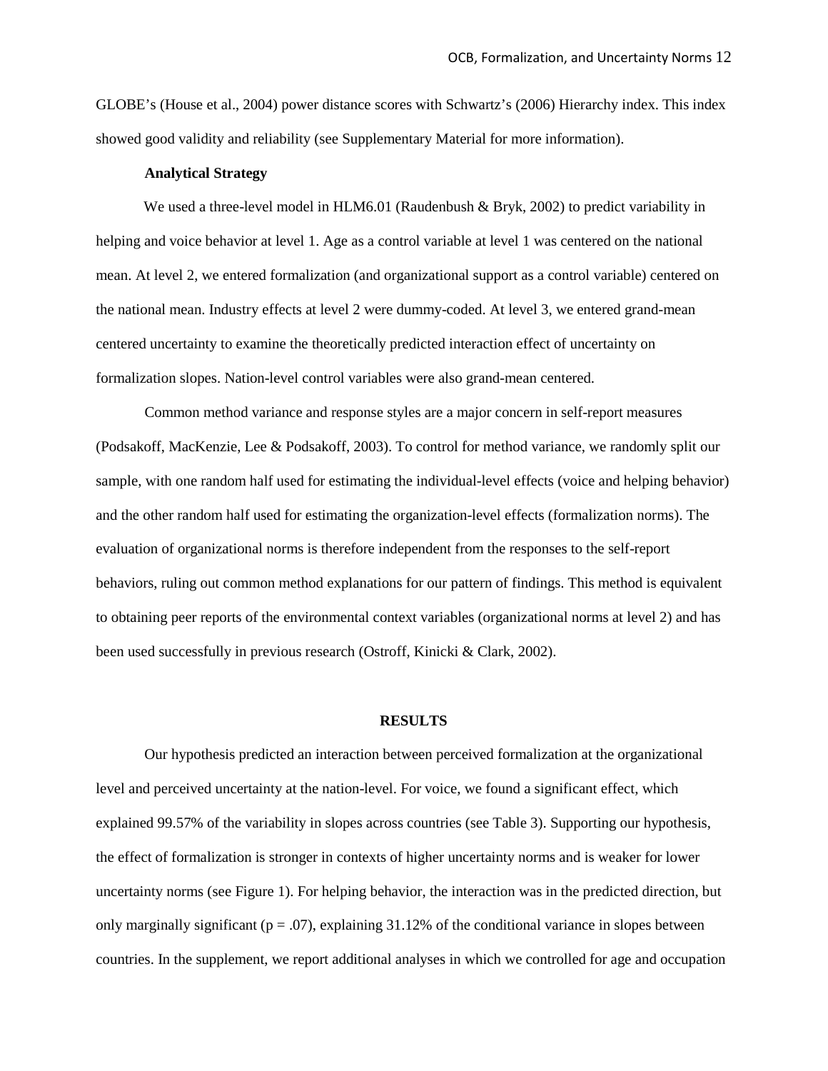GLOBE's (House et al., 2004) power distance scores with Schwartz's (2006) Hierarchy index. This index showed good validity and reliability (see Supplementary Material for more information).

### Analytical Strategy

We used a three-level model in HLM6.01 (Raudenbush & Bryk, 2002) to predict variability in helping and voice behavior at level 1. Age as a control variable at level 1 was centered on the national mean. At level 2, we entered formalization (and organizational support as a control variable) centered on the national mean. Industry effects at level 2 were dummy-coded. At level 3, we entered grand-mean centered uncertainty to examine the theoretically predicted interaction effect of uncertainty on formalization slopes. Nation-level control variables were also grand-mean centered.

Common method variance and response styles are a major concern in self-report measures (Podsakoff, MacKenzie, Lee & Podsakoff, 2003). To control for method variance, we randomly split our sample, with one random half used for estimating the individual-level effects (voice and helping behavior) and the other random half used for estimating the organization-level effects (formalization norms). The evaluation of organizational norms is therefore independent from the responses to the self-report behaviors, ruling out common method explanations for our pattern of findings. This method is equivalent to obtaining peer reports of the environmental context variables (organizational norms at level 2) and has been used successfully in previous research (Ostroff, Kinicki & Clark, 2002).

## RESULTS

Our hypothesis predicted an interaction between perceived formalization at the organizational level and perceived uncertainty at the nation-level. For voice, we found a significant effect, which explained 99.57% of the variability in slopes across countries (see Table 3). Supporting our hypothesis, the effect of formalization is stronger in contexts of higher uncertainty norms and is weaker for lower uncertainty norms (see Figure 1). For helping behavior, the interaction was in the predicted direction, but only marginally significant ($p = .07$), explaining 31.12% of the conditional variance in slopes between countries. In the supplement, we report additional analyses in which we controlled for age and occupation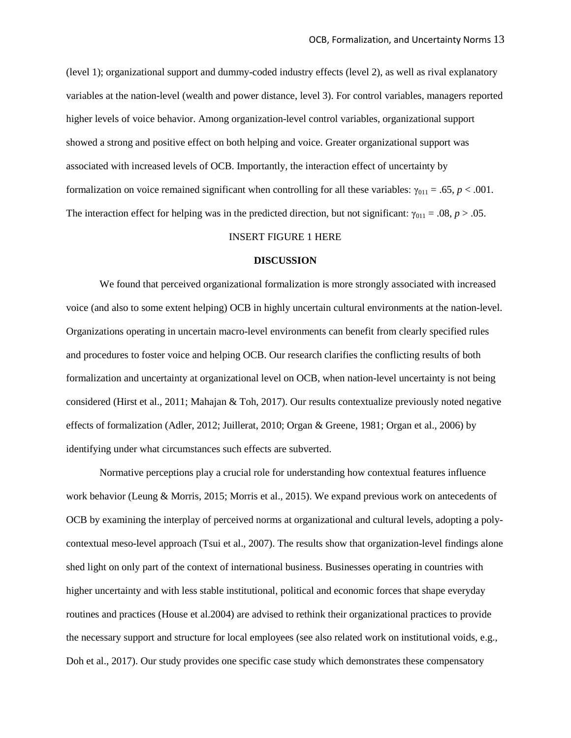(level 1); organizational support and dummy-coded industry effects (level 2), as well as rival explanatory variables at the nation-level (wealth and power distance, level 3). For control variables, managers reported higher levels of voice behavior. Among organization-level control variables, organizational support showed a strong and positive effect on both helping and voice. Greater organizational support was associated with increased levels of OCB. Importantly, the interaction effect of uncertainty by formalization on voice remained significant when controlling for all these variables: $\gamma_{011} = .65$, $p < .001$. The interaction effect for helping was in the predicted direction, but not significant: $\gamma_{011} = .08$, $p > .05$.

INSERT FIGURE 1 HERE

## DISCUSSION

We found that perceived organizational formalization is more strongly associated with increased voice (and also to some extent helping) OCB in highly uncertain cultural environments at the nation-level. Organizations operating in uncertain macro-level environments can benefit from clearly specified rules and procedures to foster voice and helping OCB. Our research clarifies the conflicting results of both formalization and uncertainty at organizational level on OCB, when nation-level uncertainty is not being considered (Hirst et al., 2011; Mahajan & Toh, 2017). Our results contextualize previously noted negative effects of formalization (Adler, 2012; Juillerat, 2010; Organ & Greene, 1981; Organ et al., 2006) by identifying under what circumstances such effects are subverted.

Normative perceptions play a crucial role for understanding how contextual features influence work behavior (Leung & Morris, 2015; Morris et al., 2015). We expand previous work on antecedents of OCB by examining the interplay of perceived norms at organizational and cultural levels, adopting a poly-contextual meso-level approach (Tsui et al., 2007). The results show that organization-level findings alone shed light on only part of the context of international business. Businesses operating in countries with higher uncertainty and with less stable institutional, political and economic forces that shape everyday routines and practices (House et al.2004) are advised to rethink their organizational practices to provide the necessary support and structure for local employees (see also related work on institutional voids, e.g., Doh et al., 2017). Our study provides one specific case study which demonstrates these compensatory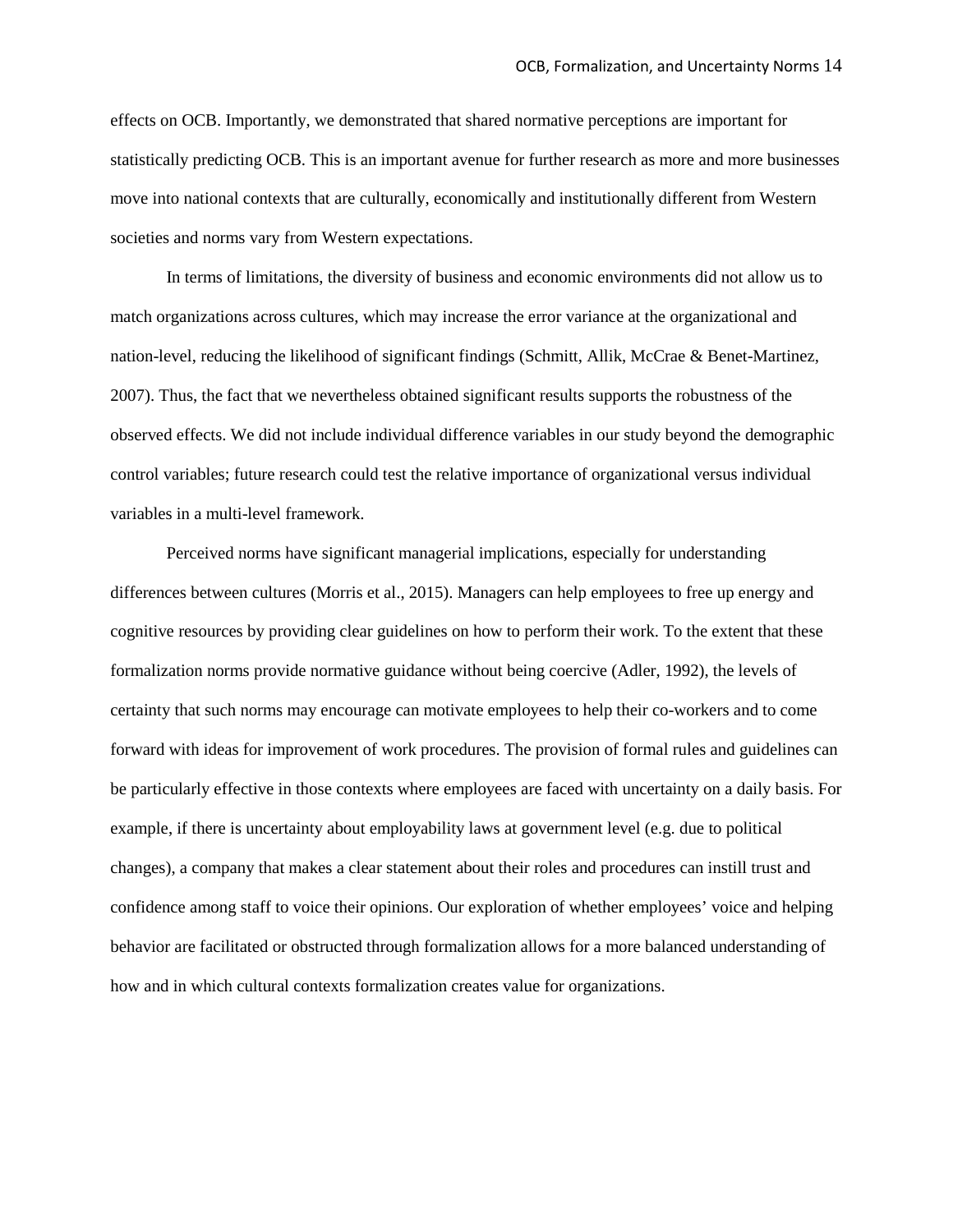effects on OCB. Importantly, we demonstrated that shared normative perceptions are important for statistically predicting OCB. This is an important avenue for further research as more and more businesses move into national contexts that are culturally, economically and institutionally different from Western societies and norms vary from Western expectations.

In terms of limitations, the diversity of business and economic environments did not allow us to match organizations across cultures, which may increase the error variance at the organizational and nation-level, reducing the likelihood of significant findings (Schmitt, Allik, McCrae & Benet-Martinez, 2007). Thus, the fact that we nevertheless obtained significant results supports the robustness of the observed effects. We did not include individual difference variables in our study beyond the demographic control variables; future research could test the relative importance of organizational versus individual variables in a multi-level framework.

Perceived norms have significant managerial implications, especially for understanding differences between cultures (Morris et al., 2015). Managers can help employees to free up energy and cognitive resources by providing clear guidelines on how to perform their work. To the extent that these formalization norms provide normative guidance without being coercive (Adler, 1992), the levels of certainty that such norms may encourage can motivate employees to help their co-workers and to come forward with ideas for improvement of work procedures. The provision of formal rules and guidelines can be particularly effective in those contexts where employees are faced with uncertainty on a daily basis. For example, if there is uncertainty about employability laws at government level (e.g. due to political changes), a company that makes a clear statement about their roles and procedures can instill trust and confidence among staff to voice their opinions. Our exploration of whether employees' voice and helping behavior are facilitated or obstructed through formalization allows for a more balanced understanding of how and in which cultural contexts formalization creates value for organizations.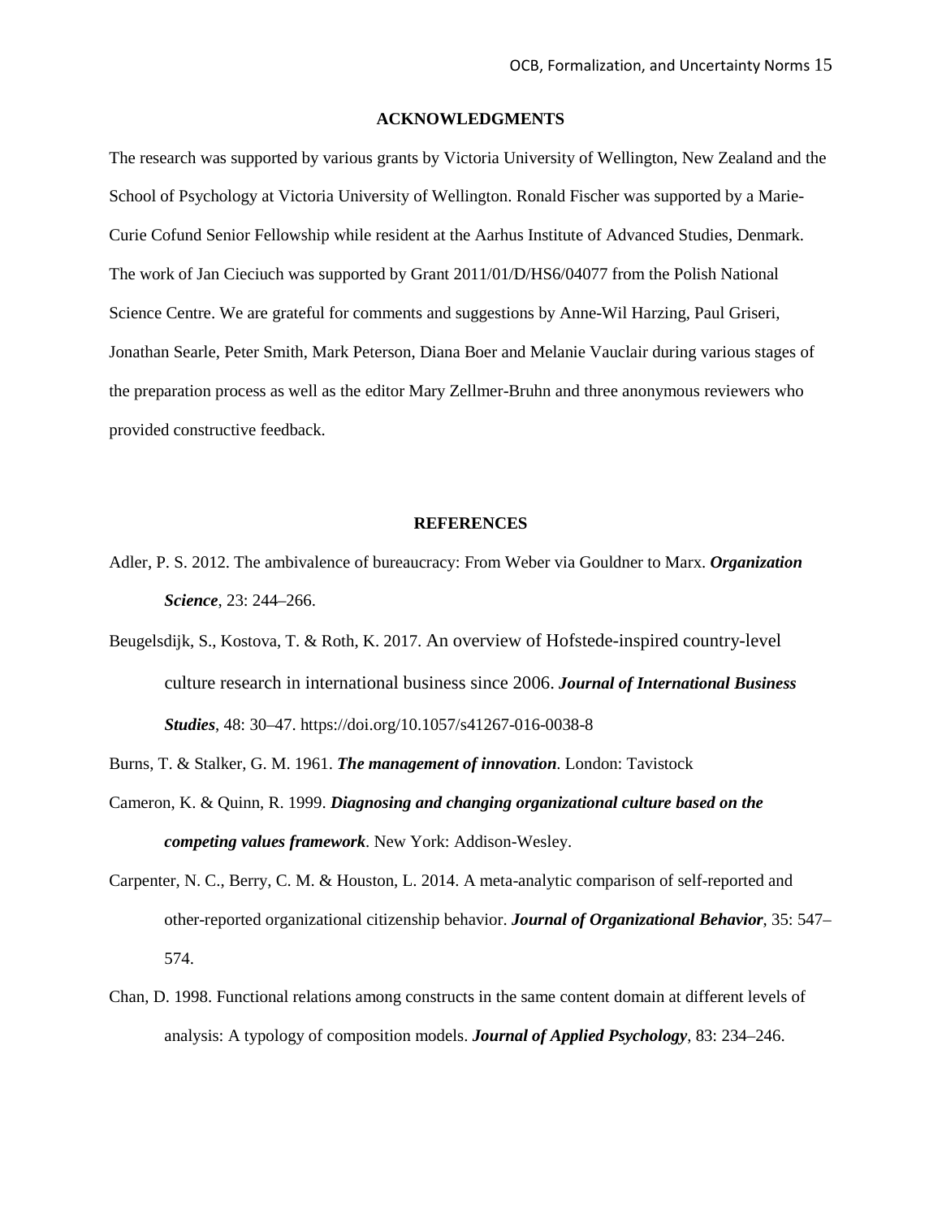## ACKNOWLEDGMENTS

The research was supported by various grants by Victoria University of Wellington, New Zealand and the School of Psychology at Victoria University of Wellington. Ronald Fischer was supported by a Marie-Curie Cofund Senior Fellowship while resident at the Aarhus Institute of Advanced Studies, Denmark. The work of Jan Cieciuch was supported by Grant 2011/01/D/HS6/04077 from the Polish National Science Centre. We are grateful for comments and suggestions by Anne-Wil Harzing, Paul Griseri, Jonathan Searle, Peter Smith, Mark Peterson, Diana Boer and Melanie Vauclair during various stages of the preparation process as well as the editor Mary Zellmer-Bruhn and three anonymous reviewers who provided constructive feedback.

## REFERENCES

Adler, P. S. 2012. The ambivalence of bureaucracy: From Weber via Gouldner to Marx. ***Organization Science***, 23: 244–266.

Beugelsdijk, S., Kostova, T. & Roth, K. 2017. An overview of Hofstede-inspired country-level culture research in international business since 2006. ***Journal of International Business Studies***, 48: 30–47. https://doi.org/10.1057/s41267-016-0038-8

Burns, T. & Stalker, G. M. 1961. ***The management of innovation***. London: Tavistock

Cameron, K. & Quinn, R. 1999. ***Diagnosing and changing organizational culture based on the competing values framework***. New York: Addison-Wesley.

Carpenter, N. C., Berry, C. M. & Houston, L. 2014. A meta-analytic comparison of self-reported and other-reported organizational citizenship behavior. ***Journal of Organizational Behavior***, 35: 547–574.

Chan, D. 1998. Functional relations among constructs in the same content domain at different levels of analysis: A typology of composition models. ***Journal of Applied Psychology***, 83: 234–246.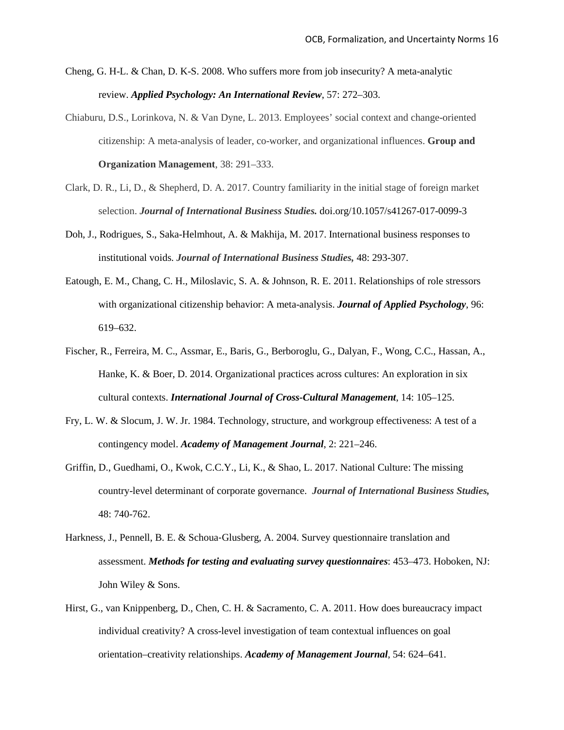Cheng, G. H-L. & Chan, D. K-S. 2008. Who suffers more from job insecurity? A meta-analytic review. ***Applied Psychology: An International Review***, 57: 272–303.

Chiaburu, D.S., Lorinkova, N. & Van Dyne, L. 2013. Employees' social context and change-oriented citizenship: A meta-analysis of leader, co-worker, and organizational influences. **Group and Organization Management**, 38: 291–333.

Clark, D. R., Li, D., & Shepherd, D. A. 2017. Country familiarity in the initial stage of foreign market selection. ***Journal of International Business Studies.*** doi.org/10.1057/s41267-017-0099-3

Doh, J., Rodrigues, S., Saka-Helmhout, A. & Makhija, M. 2017. International business responses to institutional voids. ***Journal of International Business Studies,*** 48: 293-307.

Eatough, E. M., Chang, C. H., Miloslavic, S. A. & Johnson, R. E. 2011. Relationships of role stressors with organizational citizenship behavior: A meta-analysis. ***Journal of Applied Psychology***, 96: 619–632.

Fischer, R., Ferreira, M. C., Assmar, E., Baris, G., Berboroglu, G., Dalyan, F., Wong, C.C., Hassan, A., Hanke, K. & Boer, D. 2014. Organizational practices across cultures: An exploration in six cultural contexts. ***International Journal of Cross-Cultural Management***, 14: 105–125.

Fry, L. W. & Slocum, J. W. Jr. 1984. Technology, structure, and workgroup effectiveness: A test of a contingency model. ***Academy of Management Journal***, 2: 221–246.

Griffin, D., Guedhami, O., Kwok, C.C.Y., Li, K., & Shao, L. 2017. National Culture: The missing country-level determinant of corporate governance. ***Journal of International Business Studies,*** 48: 740-762.

Harkness, J., Pennell, B. E. & Schoua‐Glusberg, A. 2004. Survey questionnaire translation and assessment. ***Methods for testing and evaluating survey questionnaires***: 453–473. Hoboken, NJ: John Wiley & Sons.

Hirst, G., van Knippenberg, D., Chen, C. H. & Sacramento, C. A. 2011. How does bureaucracy impact individual creativity? A cross-level investigation of team contextual influences on goal orientation–creativity relationships. ***Academy of Management Journal***, 54: 624–641.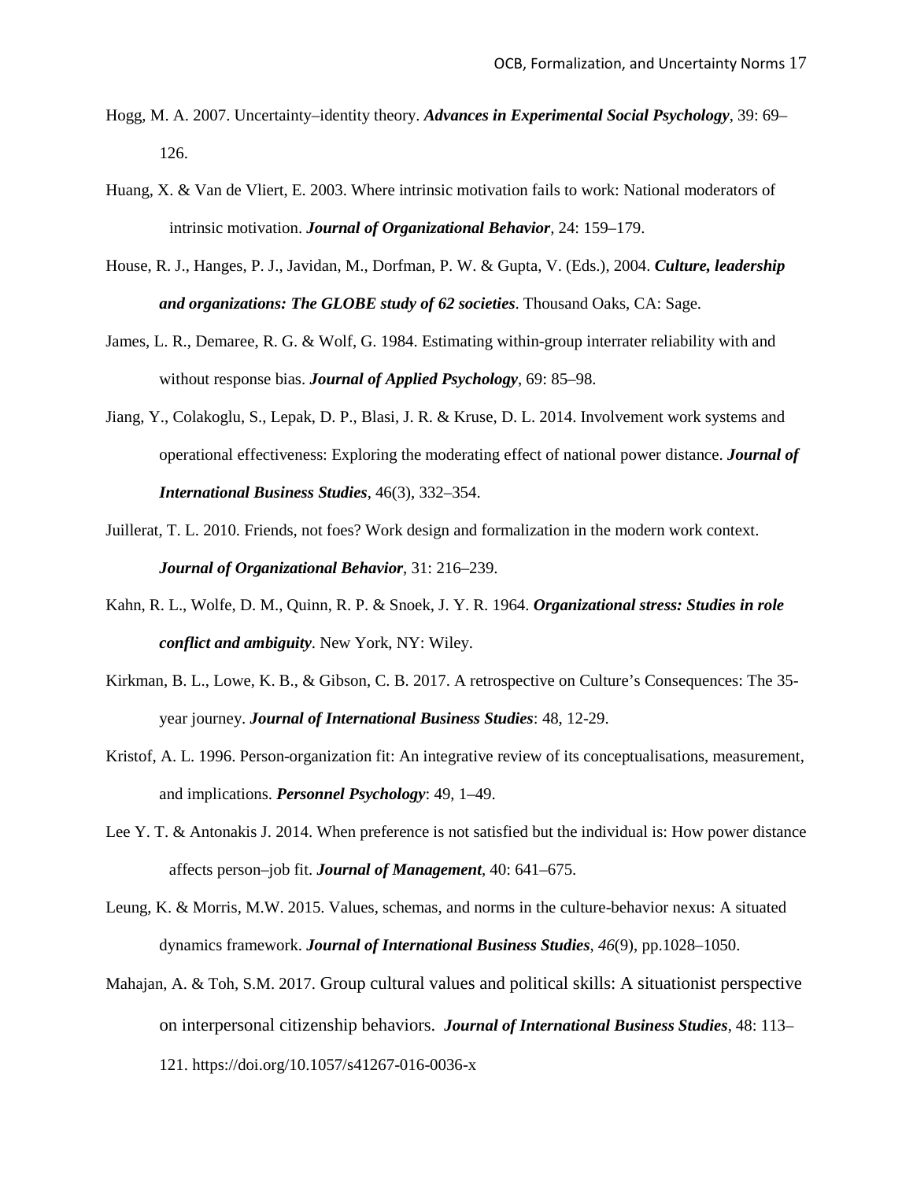Hogg, M. A. 2007. Uncertainty–identity theory. ***Advances in Experimental Social Psychology***, 39: 69–126.

Huang, X. & Van de Vliert, E. 2003. Where intrinsic motivation fails to work: National moderators of intrinsic motivation. ***Journal of Organizational Behavior***, 24: 159–179.

House, R. J., Hanges, P. J., Javidan, M., Dorfman, P. W. & Gupta, V. (Eds.), 2004. ***Culture, leadership and organizations: The GLOBE study of 62 societies***. Thousand Oaks, CA: Sage.

James, L. R., Demaree, R. G. & Wolf, G. 1984. Estimating within-group interrater reliability with and without response bias. ***Journal of Applied Psychology***, 69: 85–98.

Jiang, Y., Colakoglu, S., Lepak, D. P., Blasi, J. R. & Kruse, D. L. 2014. Involvement work systems and operational effectiveness: Exploring the moderating effect of national power distance. ***Journal of International Business Studies***, 46(3), 332–354.

Juillerat, T. L. 2010. Friends, not foes? Work design and formalization in the modern work context. ***Journal of Organizational Behavior***, 31: 216–239.

Kahn, R. L., Wolfe, D. M., Quinn, R. P. & Snoek, J. Y. R. 1964. ***Organizational stress: Studies in role conflict and ambiguity***. New York, NY: Wiley.

Kirkman, B. L., Lowe, K. B., & Gibson, C. B. 2017. A retrospective on Culture's Consequences: The 35-year journey. ***Journal of International Business Studies***: 48, 12-29.

Kristof, A. L. 1996. Person-organization fit: An integrative review of its conceptualisations, measurement, and implications. ***Personnel Psychology***: 49, 1–49.

Lee Y. T. & Antonakis J. 2014. When preference is not satisfied but the individual is: How power distance affects person–job fit. ***Journal of Management***, 40: 641–675.

Leung, K. & Morris, M.W. 2015. Values, schemas, and norms in the culture-behavior nexus: A situated dynamics framework. ***Journal of International Business Studies***, *46*(9), pp.1028–1050.

Mahajan, A. & Toh, S.M. 2017. Group cultural values and political skills: A situationist perspective on interpersonal citizenship behaviors. ***Journal of International Business Studies***, 48: 113–121. https://doi.org/10.1057/s41267-016-0036-x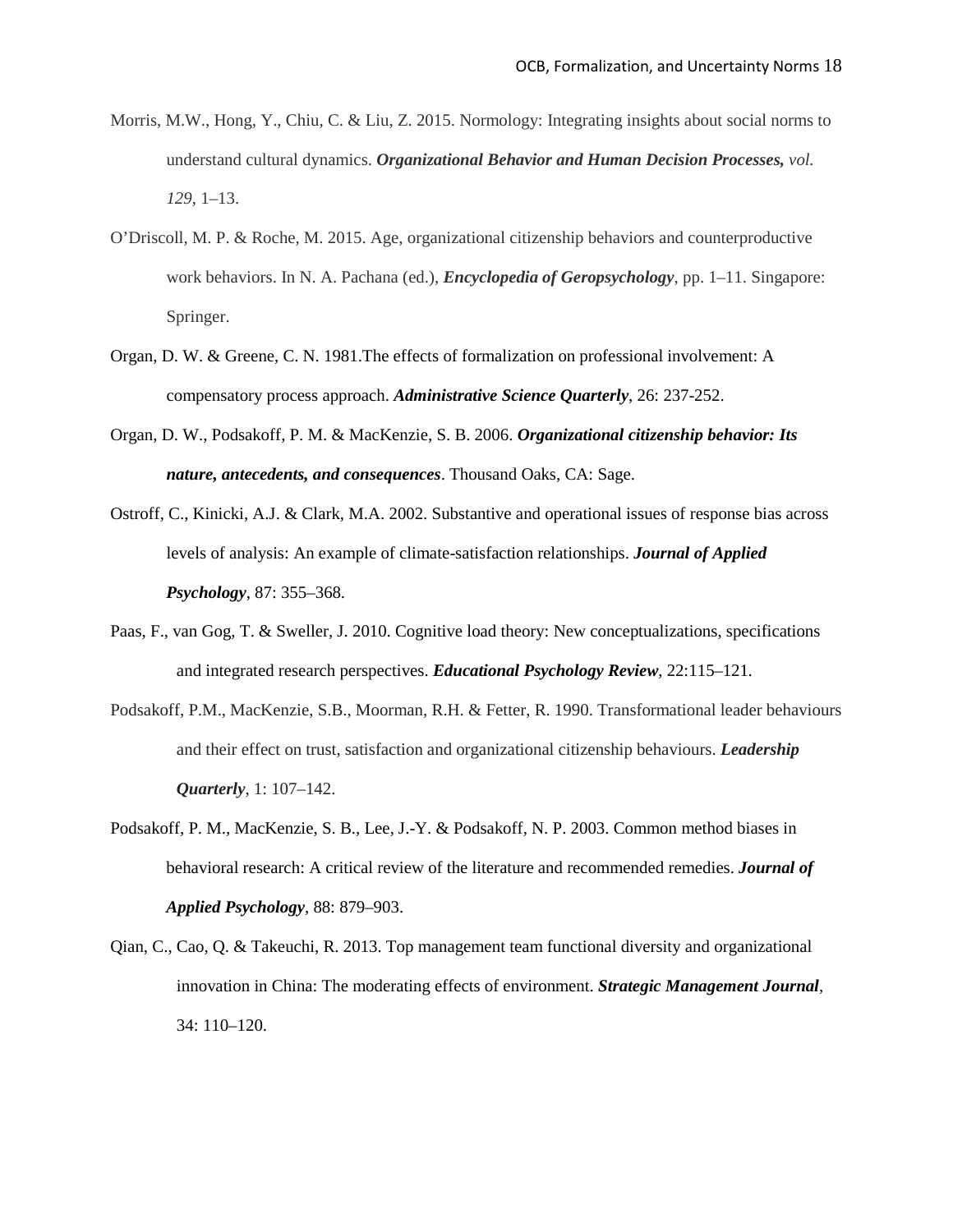Morris, M.W., Hong, Y., Chiu, C. & Liu, Z. 2015. Normology: Integrating insights about social norms to understand cultural dynamics. ***Organizational Behavior and Human Decision Processes,*** *vol. 129*, 1–13.

O'Driscoll, M. P. & Roche, M. 2015. Age, organizational citizenship behaviors and counterproductive work behaviors. In N. A. Pachana (ed.), ***Encyclopedia of Geropsychology***, pp. 1–11. Singapore: Springer.

Organ, D. W. & Greene, C. N. 1981.The effects of formalization on professional involvement: A compensatory process approach. ***Administrative Science Quarterly***, 26: 237-252.

Organ, D. W., Podsakoff, P. M. & MacKenzie, S. B. 2006. ***Organizational citizenship behavior: Its nature, antecedents, and consequences***. Thousand Oaks, CA: Sage.

Ostroff, C., Kinicki, A.J. & Clark, M.A. 2002. Substantive and operational issues of response bias across levels of analysis: An example of climate-satisfaction relationships. ***Journal of Applied Psychology***, 87: 355–368.

Paas, F., van Gog, T. & Sweller, J. 2010. Cognitive load theory: New conceptualizations, specifications and integrated research perspectives. ***Educational Psychology Review***, 22:115–121.

Podsakoff, P.M., MacKenzie, S.B., Moorman, R.H. & Fetter, R. 1990. Transformational leader behaviours and their effect on trust, satisfaction and organizational citizenship behaviours. ***Leadership Quarterly***, 1: 107–142.

Podsakoff, P. M., MacKenzie, S. B., Lee, J.-Y. & Podsakoff, N. P. 2003. Common method biases in behavioral research: A critical review of the literature and recommended remedies. ***Journal of Applied Psychology***, 88: 879–903.

Qian, C., Cao, Q. & Takeuchi, R. 2013. Top management team functional diversity and organizational innovation in China: The moderating effects of environment. ***Strategic Management Journal***, 34: 110–120.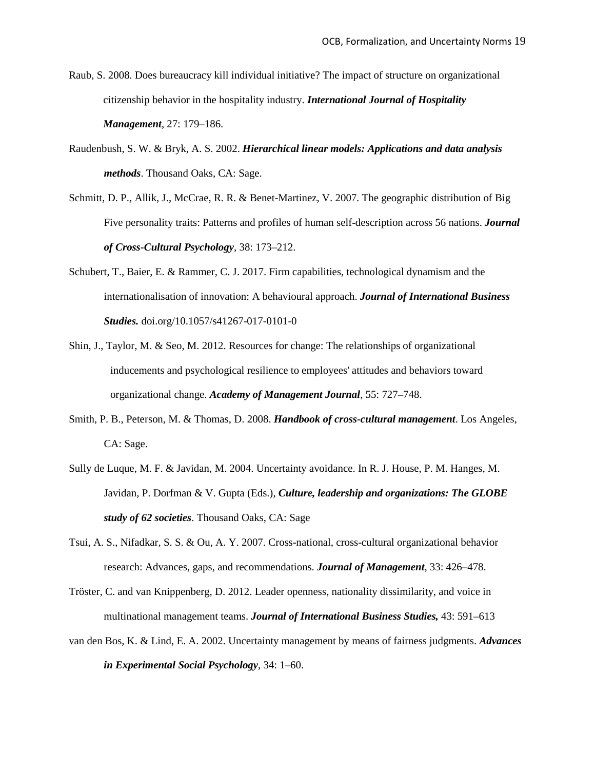Raub, S. 2008. Does bureaucracy kill individual initiative? The impact of structure on organizational citizenship behavior in the hospitality industry. ***International Journal of Hospitality Management***, 27: 179–186.

Raudenbush, S. W. & Bryk, A. S. 2002. ***Hierarchical linear models: Applications and data analysis methods***. Thousand Oaks, CA: Sage.

Schmitt, D. P., Allik, J., McCrae, R. R. & Benet-Martinez, V. 2007. The geographic distribution of Big Five personality traits: Patterns and profiles of human self-description across 56 nations. ***Journal of Cross-Cultural Psychology***, 38: 173–212.

Schubert, T., Baier, E. & Rammer, C. J. 2017. Firm capabilities, technological dynamism and the internationalisation of innovation: A behavioural approach. ***Journal of International Business Studies.*** doi.org/10.1057/s41267-017-0101-0

Shin, J., Taylor, M. & Seo, M. 2012. Resources for change: The relationships of organizational inducements and psychological resilience to employees' attitudes and behaviors toward organizational change. ***Academy of Management Journal***, 55: 727–748.

Smith, P. B., Peterson, M. & Thomas, D. 2008. ***Handbook of cross-cultural management***. Los Angeles, CA: Sage.

Sully de Luque, M. F. & Javidan, M. 2004. Uncertainty avoidance. In R. J. House, P. M. Hanges, M. Javidan, P. Dorfman & V. Gupta (Eds.), ***Culture, leadership and organizations: The GLOBE study of 62 societies***. Thousand Oaks, CA: Sage

Tsui, A. S., Nifadkar, S. S. & Ou, A. Y. 2007. Cross-national, cross-cultural organizational behavior research: Advances, gaps, and recommendations. ***Journal of Management***, 33: 426–478.

Tröster, C. and van Knippenberg, D. 2012. Leader openness, nationality dissimilarity, and voice in multinational management teams. ***Journal of International Business Studies,*** 43: 591–613

van den Bos, K. & Lind, E. A. 2002. Uncertainty management by means of fairness judgments. ***Advances in Experimental Social Psychology***, 34: 1–60.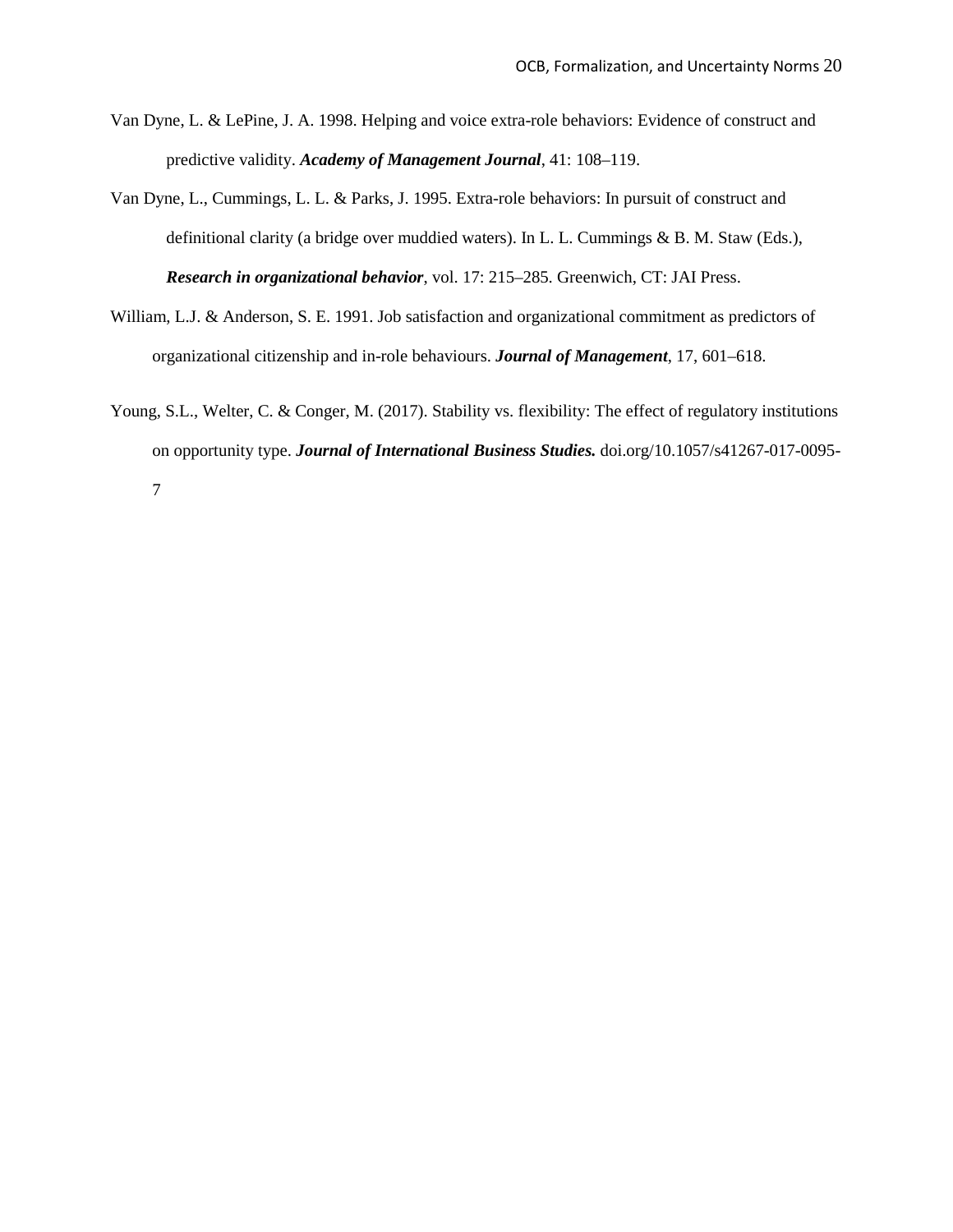Van Dyne, L. & LePine, J. A. 1998. Helping and voice extra-role behaviors: Evidence of construct and predictive validity. ***Academy of Management Journal***, 41: 108–119.

Van Dyne, L., Cummings, L. L. & Parks, J. 1995. Extra-role behaviors: In pursuit of construct and definitional clarity (a bridge over muddied waters). In L. L. Cummings & B. M. Staw (Eds.), ***Research in organizational behavior***, vol. 17: 215–285. Greenwich, CT: JAI Press.

William, L.J. & Anderson, S. E. 1991. Job satisfaction and organizational commitment as predictors of organizational citizenship and in-role behaviours. ***Journal of Management***, 17, 601–618.

Young, S.L., Welter, C. & Conger, M. (2017). Stability vs. flexibility: The effect of regulatory institutions on opportunity type. ***Journal of International Business Studies.*** doi.org/10.1057/s41267-017-0095-7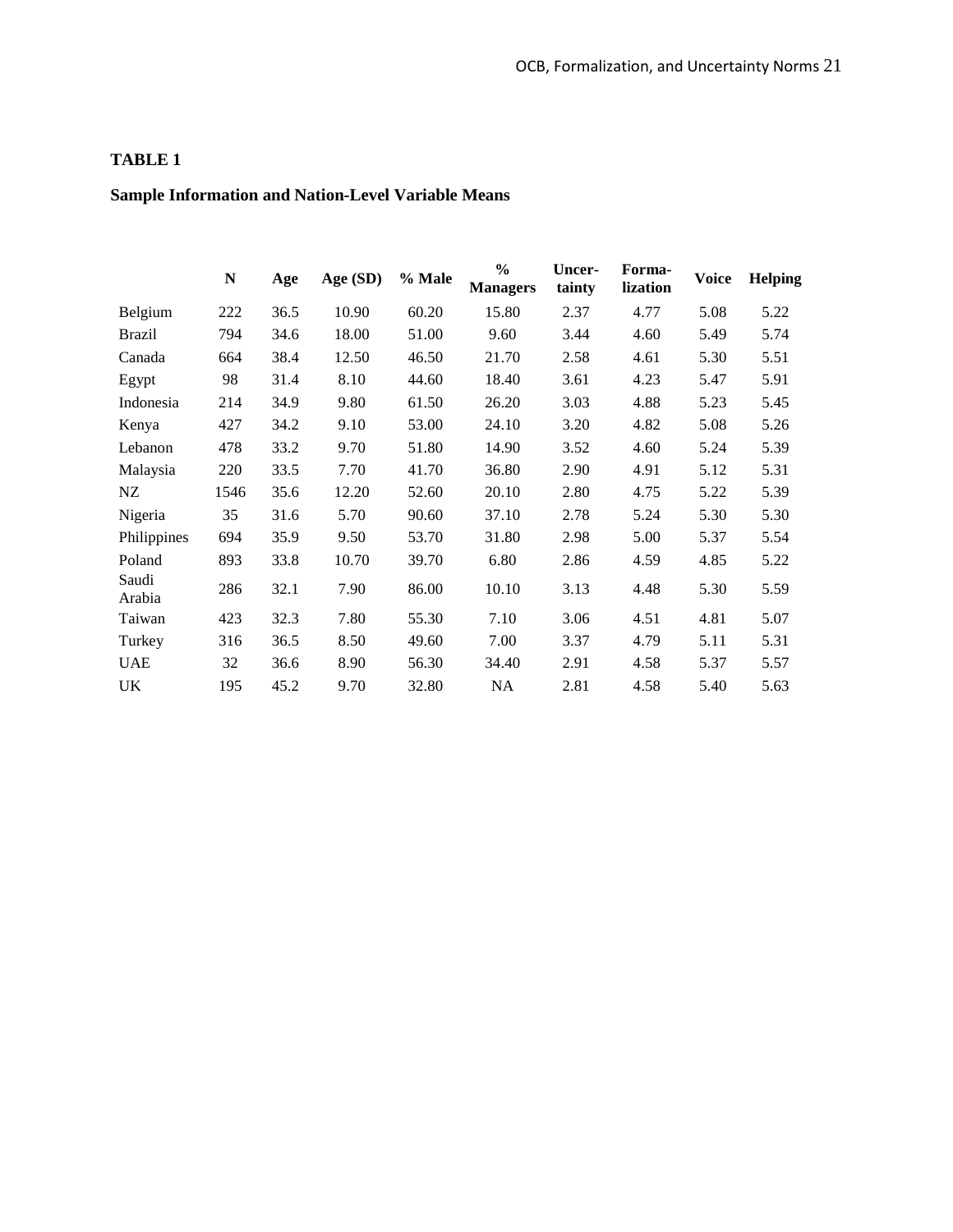**TABLE 1**

**Sample Information and Nation-Level Variable Means**

| | N | Age | Age (SD) | % Male | % Managers | Uncer-tainty | Forma-lization | Voice | Helping |
|---|---|---|---|---|---|---|---|---|---|
| Belgium | 222 | 36.5 | 10.90 | 60.20 | 15.80 | 2.37 | 4.77 | 5.08 | 5.22 |
| Brazil | 794 | 34.6 | 18.00 | 51.00 | 9.60 | 3.44 | 4.60 | 5.49 | 5.74 |
| Canada | 664 | 38.4 | 12.50 | 46.50 | 21.70 | 2.58 | 4.61 | 5.30 | 5.51 |
| Egypt | 98 | 31.4 | 8.10 | 44.60 | 18.40 | 3.61 | 4.23 | 5.47 | 5.91 |
| Indonesia | 214 | 34.9 | 9.80 | 61.50 | 26.20 | 3.03 | 4.88 | 5.23 | 5.45 |
| Kenya | 427 | 34.2 | 9.10 | 53.00 | 24.10 | 3.20 | 4.82 | 5.08 | 5.26 |
| Lebanon | 478 | 33.2 | 9.70 | 51.80 | 14.90 | 3.52 | 4.60 | 5.24 | 5.39 |
| Malaysia | 220 | 33.5 | 7.70 | 41.70 | 36.80 | 2.90 | 4.91 | 5.12 | 5.31 |
| NZ | 1546 | 35.6 | 12.20 | 52.60 | 20.10 | 2.80 | 4.75 | 5.22 | 5.39 |
| Nigeria | 35 | 31.6 | 5.70 | 90.60 | 37.10 | 2.78 | 5.24 | 5.30 | 5.30 |
| Philippines | 694 | 35.9 | 9.50 | 53.70 | 31.80 | 2.98 | 5.00 | 5.37 | 5.54 |
| Poland | 893 | 33.8 | 10.70 | 39.70 | 6.80 | 2.86 | 4.59 | 4.85 | 5.22 |
| Saudi Arabia | 286 | 32.1 | 7.90 | 86.00 | 10.10 | 3.13 | 4.48 | 5.30 | 5.59 |
| Taiwan | 423 | 32.3 | 7.80 | 55.30 | 7.10 | 3.06 | 4.51 | 4.81 | 5.07 |
| Turkey | 316 | 36.5 | 8.50 | 49.60 | 7.00 | 3.37 | 4.79 | 5.11 | 5.31 |
| UAE | 32 | 36.6 | 8.90 | 56.30 | 34.40 | 2.91 | 4.58 | 5.37 | 5.57 |
| UK | 195 | 45.2 | 9.70 | 32.80 | NA | 2.81 | 4.58 | 5.40 | 5.63 |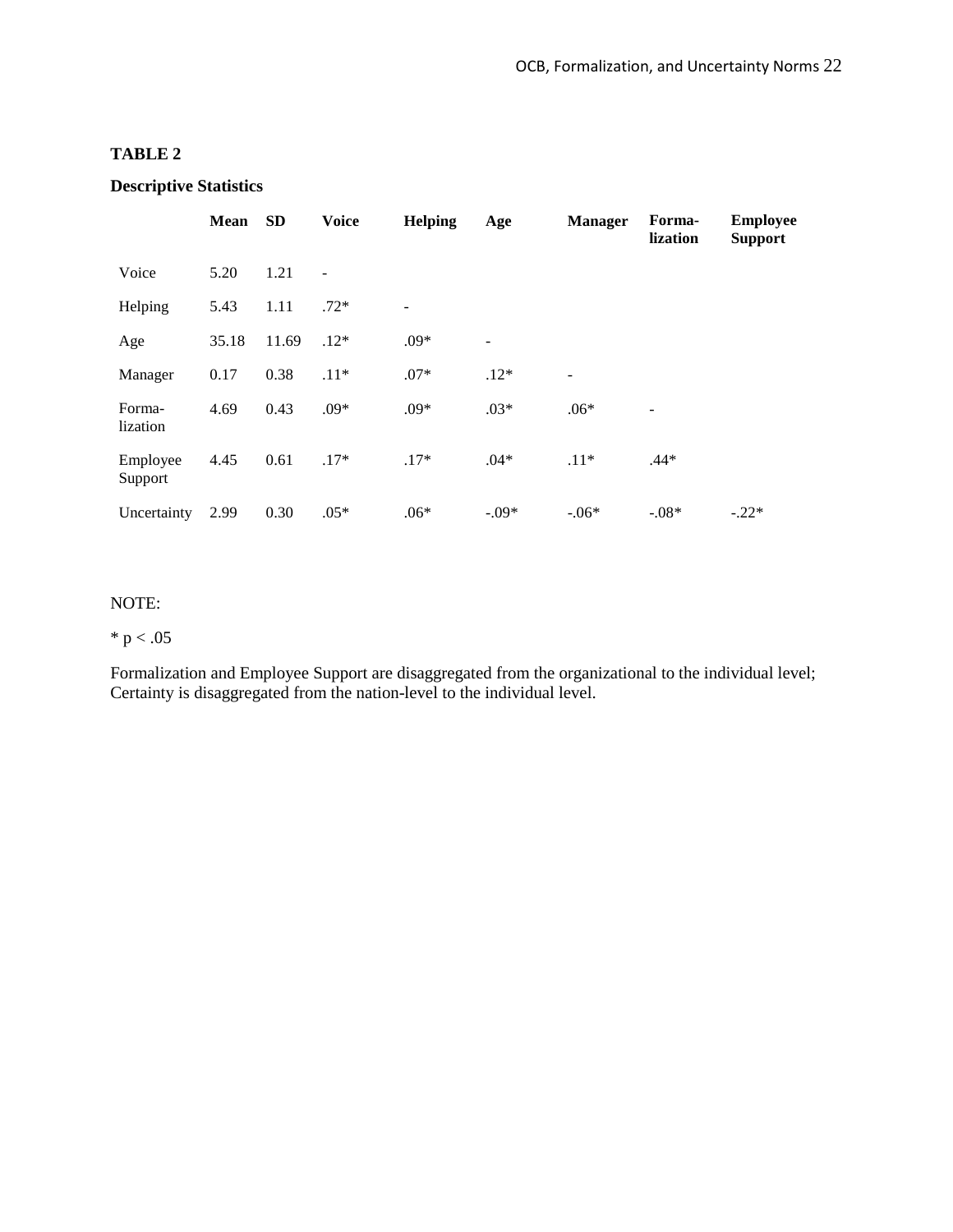**TABLE 2**

**Descriptive Statistics**

| | Mean | SD | Voice | Helping | Age | Manager | Forma-lization | Employee Support |
|---|---|---|---|---|---|---|---|---|
| Voice | 5.20 | 1.21 | - | | | | | |
| Helping | 5.43 | 1.11 | .72* | - | | | | |
| Age | 35.18 | 11.69 | .12* | .09* | - | | | |
| Manager | 0.17 | 0.38 | .11* | .07* | .12* | - | | |
| Forma-lization | 4.69 | 0.43 | .09* | .09* | .03* | .06* | - | |
| Employee Support | 4.45 | 0.61 | .17* | .17* | .04* | .11* | .44* | |
| Uncertainty | 2.99 | 0.30 | .05* | .06* | -.09* | -.06* | -.08* | -.22* |

NOTE:

* $p < .05$

Formalization and Employee Support are disaggregated from the organizational to the individual level; Certainty is disaggregated from the nation-level to the individual level.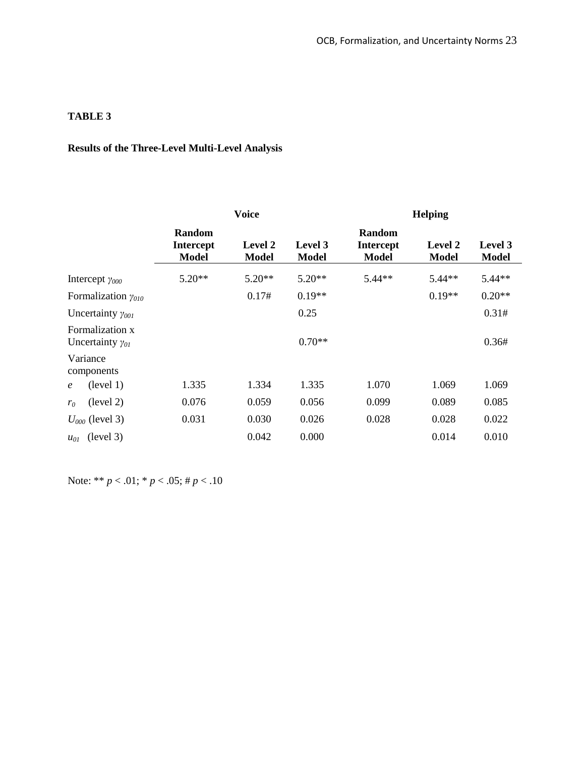**TABLE 3**

**Results of the Three-Level Multi-Level Analysis**

| | **Voice** | | | **Helping** | | |
|---|---|---|---|---|---|---|
| | **Random Intercept Model** | **Level 2 Model** | **Level 3 Model** | **Random Intercept Model** | **Level 2 Model** | **Level 3 Model** |
| Intercept $\gamma_{000}$ | 5.20** | 5.20** | 5.20** | 5.44** | 5.44** | 5.44** |
| Formalization $\gamma_{010}$ | | 0.17# | 0.19** | | 0.19** | 0.20** |
| Uncertainty $\gamma_{001}$ | | | 0.25 | | | 0.31# |
| Formalization x Uncertainty $\gamma_{01}$ | | | 0.70** | | | 0.36# |
| Variance components | | | | | | |
| $e$ (level 1) | 1.335 | 1.334 | 1.335 | 1.070 | 1.069 | 1.069 |
| $r_0$ (level 2) | 0.076 | 0.059 | 0.056 | 0.099 | 0.089 | 0.085 |
| $U_{000}$ (level 3) | 0.031 | 0.030 | 0.026 | 0.028 | 0.028 | 0.022 |
| $u_{01}$ (level 3) | | 0.042 | 0.000 | | 0.014 | 0.010 |

Note: ** $p < .01$; * $p < .05$; # $p < .10$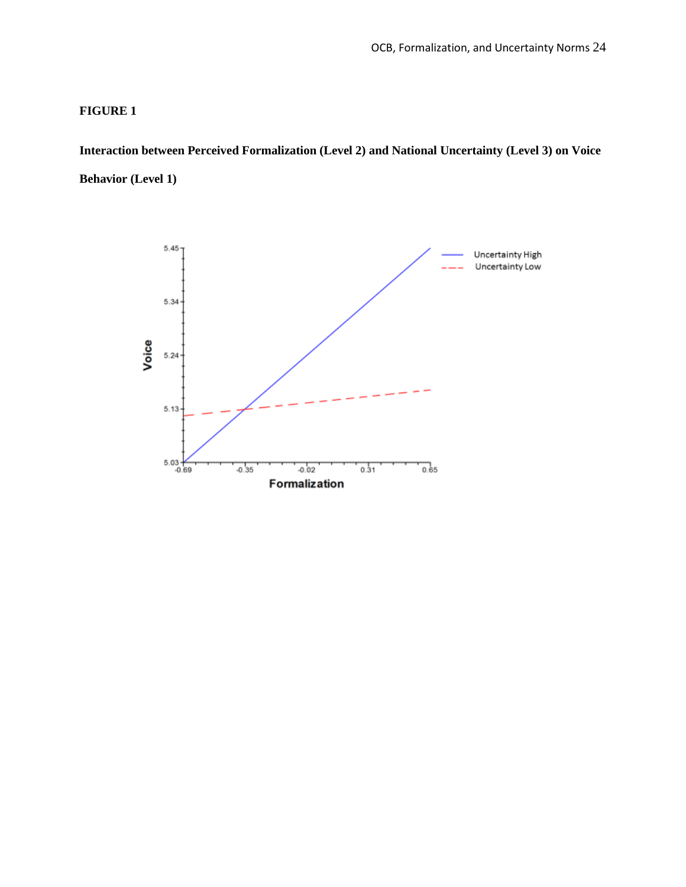**FIGURE 1**

**Interaction between Perceived Formalization (Level 2) and National Uncertainty (Level 3) on Voice Behavior (Level 1)**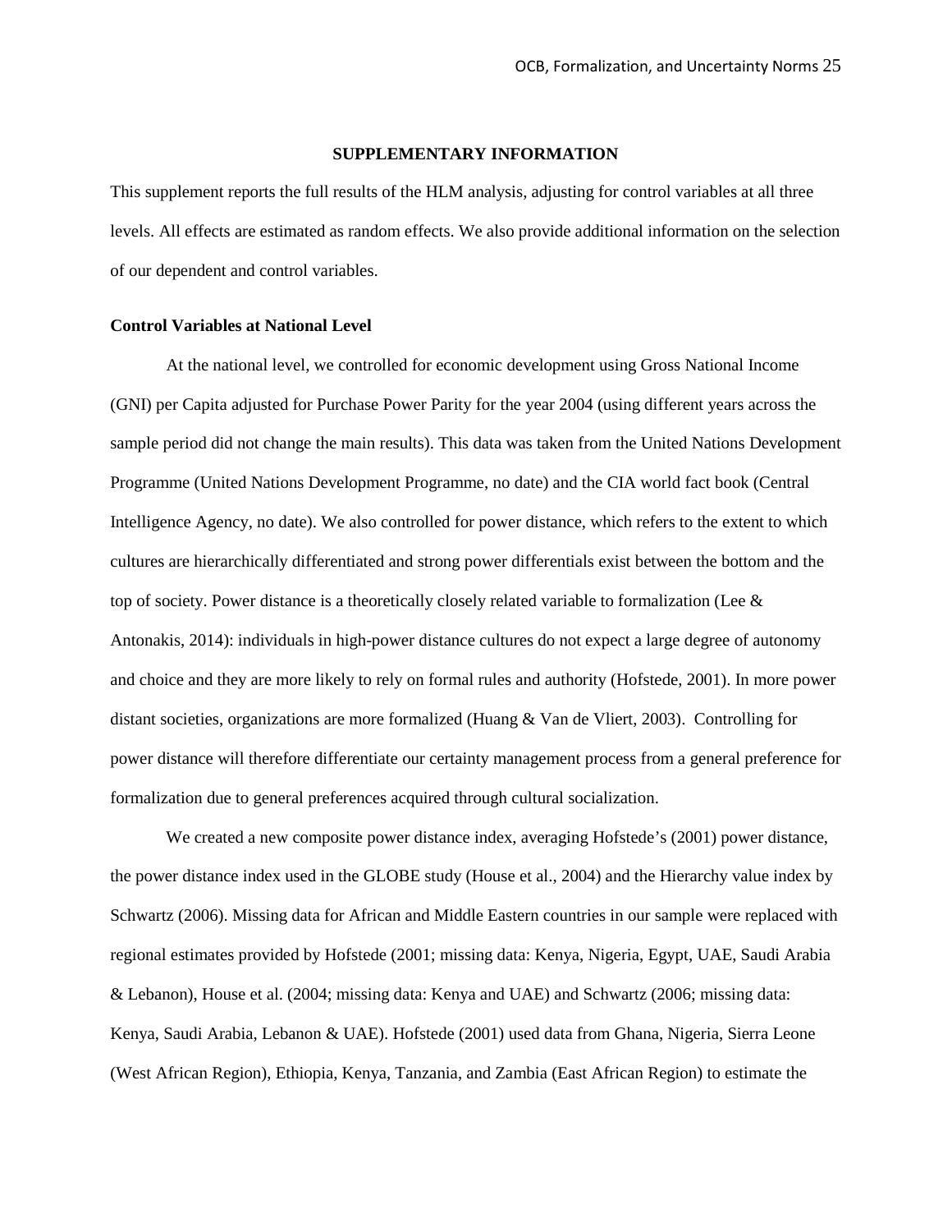## SUPPLEMENTARY INFORMATION

This supplement reports the full results of the HLM analysis, adjusting for control variables at all three levels. All effects are estimated as random effects. We also provide additional information on the selection of our dependent and control variables.

### Control Variables at National Level

At the national level, we controlled for economic development using Gross National Income (GNI) per Capita adjusted for Purchase Power Parity for the year 2004 (using different years across the sample period did not change the main results). This data was taken from the United Nations Development Programme (United Nations Development Programme, no date) and the CIA world fact book (Central Intelligence Agency, no date). We also controlled for power distance, which refers to the extent to which cultures are hierarchically differentiated and strong power differentials exist between the bottom and the top of society. Power distance is a theoretically closely related variable to formalization (Lee & Antonakis, 2014): individuals in high-power distance cultures do not expect a large degree of autonomy and choice and they are more likely to rely on formal rules and authority (Hofstede, 2001). In more power distant societies, organizations are more formalized (Huang & Van de Vliert, 2003). Controlling for power distance will therefore differentiate our certainty management process from a general preference for formalization due to general preferences acquired through cultural socialization.

We created a new composite power distance index, averaging Hofstede's (2001) power distance, the power distance index used in the GLOBE study (House et al., 2004) and the Hierarchy value index by Schwartz (2006). Missing data for African and Middle Eastern countries in our sample were replaced with regional estimates provided by Hofstede (2001; missing data: Kenya, Nigeria, Egypt, UAE, Saudi Arabia & Lebanon), House et al. (2004; missing data: Kenya and UAE) and Schwartz (2006; missing data: Kenya, Saudi Arabia, Lebanon & UAE). Hofstede (2001) used data from Ghana, Nigeria, Sierra Leone (West African Region), Ethiopia, Kenya, Tanzania, and Zambia (East African Region) to estimate the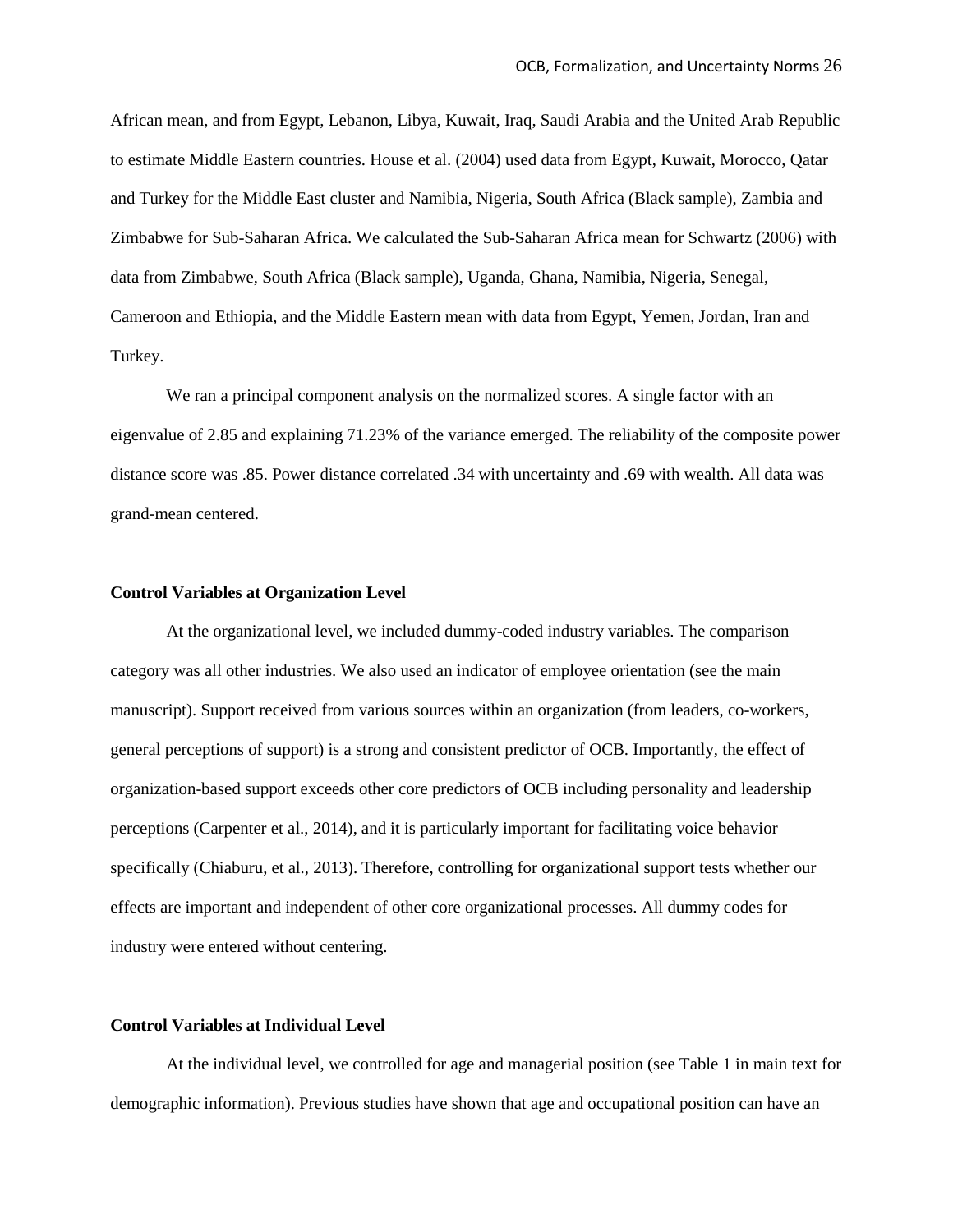African mean, and from Egypt, Lebanon, Libya, Kuwait, Iraq, Saudi Arabia and the United Arab Republic to estimate Middle Eastern countries. House et al. (2004) used data from Egypt, Kuwait, Morocco, Qatar and Turkey for the Middle East cluster and Namibia, Nigeria, South Africa (Black sample), Zambia and Zimbabwe for Sub-Saharan Africa. We calculated the Sub-Saharan Africa mean for Schwartz (2006) with data from Zimbabwe, South Africa (Black sample), Uganda, Ghana, Namibia, Nigeria, Senegal, Cameroon and Ethiopia, and the Middle Eastern mean with data from Egypt, Yemen, Jordan, Iran and Turkey.

We ran a principal component analysis on the normalized scores. A single factor with an eigenvalue of 2.85 and explaining 71.23% of the variance emerged. The reliability of the composite power distance score was .85. Power distance correlated .34 with uncertainty and .69 with wealth. All data was grand-mean centered.

### Control Variables at Organization Level

At the organizational level, we included dummy-coded industry variables. The comparison category was all other industries. We also used an indicator of employee orientation (see the main manuscript). Support received from various sources within an organization (from leaders, co-workers, general perceptions of support) is a strong and consistent predictor of OCB. Importantly, the effect of organization-based support exceeds other core predictors of OCB including personality and leadership perceptions (Carpenter et al., 2014), and it is particularly important for facilitating voice behavior specifically (Chiaburu, et al., 2013). Therefore, controlling for organizational support tests whether our effects are important and independent of other core organizational processes. All dummy codes for industry were entered without centering.

### Control Variables at Individual Level

At the individual level, we controlled for age and managerial position (see Table 1 in main text for demographic information). Previous studies have shown that age and occupational position can have an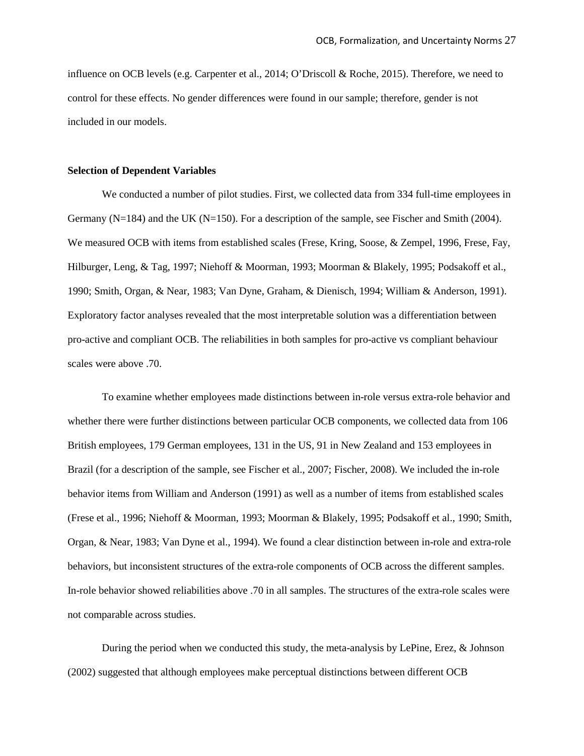influence on OCB levels (e.g. Carpenter et al., 2014; O'Driscoll & Roche, 2015). Therefore, we need to control for these effects. No gender differences were found in our sample; therefore, gender is not included in our models.

**Selection of Dependent Variables**

We conducted a number of pilot studies. First, we collected data from 334 full-time employees in Germany (N=184) and the UK (N=150). For a description of the sample, see Fischer and Smith (2004). We measured OCB with items from established scales (Frese, Kring, Soose, & Zempel, 1996, Frese, Fay, Hilburger, Leng, & Tag, 1997; Niehoff & Moorman, 1993; Moorman & Blakely, 1995; Podsakoff et al., 1990; Smith, Organ, & Near, 1983; Van Dyne, Graham, & Dienisch, 1994; William & Anderson, 1991). Exploratory factor analyses revealed that the most interpretable solution was a differentiation between pro-active and compliant OCB. The reliabilities in both samples for pro-active vs compliant behaviour scales were above .70.

To examine whether employees made distinctions between in-role versus extra-role behavior and whether there were further distinctions between particular OCB components, we collected data from 106 British employees, 179 German employees, 131 in the US, 91 in New Zealand and 153 employees in Brazil (for a description of the sample, see Fischer et al., 2007; Fischer, 2008). We included the in-role behavior items from William and Anderson (1991) as well as a number of items from established scales (Frese et al., 1996; Niehoff & Moorman, 1993; Moorman & Blakely, 1995; Podsakoff et al., 1990; Smith, Organ, & Near, 1983; Van Dyne et al., 1994). We found a clear distinction between in-role and extra-role behaviors, but inconsistent structures of the extra-role components of OCB across the different samples. In-role behavior showed reliabilities above .70 in all samples. The structures of the extra-role scales were not comparable across studies.

During the period when we conducted this study, the meta-analysis by LePine, Erez, & Johnson (2002) suggested that although employees make perceptual distinctions between different OCB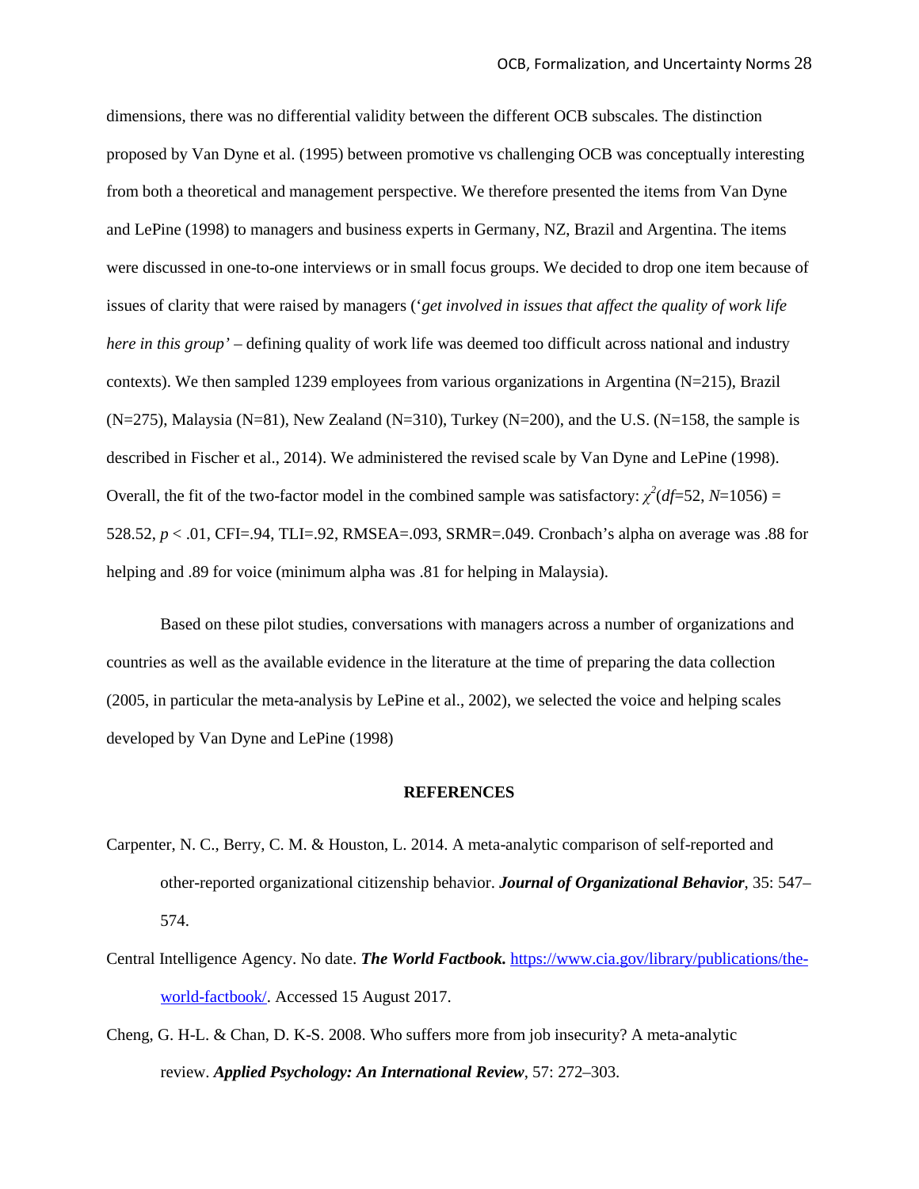dimensions, there was no differential validity between the different OCB subscales. The distinction proposed by Van Dyne et al. (1995) between promotive vs challenging OCB was conceptually interesting from both a theoretical and management perspective. We therefore presented the items from Van Dyne and LePine (1998) to managers and business experts in Germany, NZ, Brazil and Argentina. The items were discussed in one-to-one interviews or in small focus groups. We decided to drop one item because of issues of clarity that were raised by managers (‘*get involved in issues that affect the quality of work life here in this group’* – defining quality of work life was deemed too difficult across national and industry contexts). We then sampled 1239 employees from various organizations in Argentina (N=215), Brazil (N=275), Malaysia (N=81), New Zealand (N=310), Turkey (N=200), and the U.S. (N=158, the sample is described in Fischer et al., 2014). We administered the revised scale by Van Dyne and LePine (1998). Overall, the fit of the two-factor model in the combined sample was satisfactory: $\chi^2(df=52, N=1056) = 528.52$, $p < .01$, CFI=.94, TLI=.92, RMSEA=.093, SRMR=.049. Cronbach’s alpha on average was .88 for helping and .89 for voice (minimum alpha was .81 for helping in Malaysia).

Based on these pilot studies, conversations with managers across a number of organizations and countries as well as the available evidence in the literature at the time of preparing the data collection (2005, in particular the meta-analysis by LePine et al., 2002), we selected the voice and helping scales developed by Van Dyne and LePine (1998)

## REFERENCES

Carpenter, N. C., Berry, C. M. & Houston, L. 2014. A meta-analytic comparison of self-reported and other-reported organizational citizenship behavior. ***Journal of Organizational Behavior***, 35: 547–574.

Central Intelligence Agency. No date. ***The World Factbook.*** https://www.cia.gov/library/publications/the-world-factbook/. Accessed 15 August 2017.

Cheng, G. H-L. & Chan, D. K-S. 2008. Who suffers more from job insecurity? A meta-analytic review. ***Applied Psychology: An International Review***, 57: 272–303.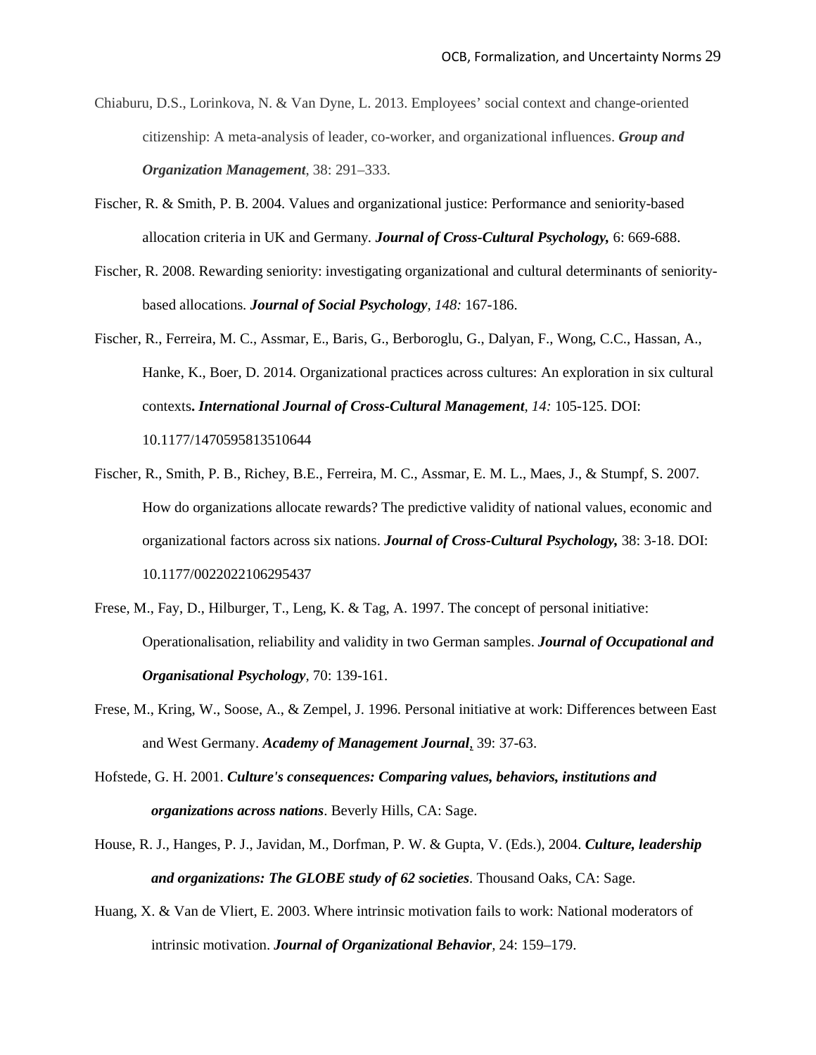Chiaburu, D.S., Lorinkova, N. & Van Dyne, L. 2013. Employees' social context and change-oriented citizenship: A meta-analysis of leader, co-worker, and organizational influences. ***Group and Organization Management***, 38: 291–333.

Fischer, R. & Smith, P. B. 2004. Values and organizational justice: Performance and seniority-based allocation criteria in UK and Germany. ***Journal of Cross-Cultural Psychology,*** 6: 669-688.

Fischer, R. 2008. Rewarding seniority: investigating organizational and cultural determinants of seniority-based allocations. ***Journal of Social Psychology***, *148:* 167-186.

Fischer, R., Ferreira, M. C., Assmar, E., Baris, G., Berboroglu, G., Dalyan, F., Wong, C.C., Hassan, A., Hanke, K., Boer, D. 2014. Organizational practices across cultures: An exploration in six cultural contexts**.** ***International Journal of Cross-Cultural Management***, *14:* 105-125. DOI: 10.1177/1470595813510644

Fischer, R., Smith, P. B., Richey, B.E., Ferreira, M. C., Assmar, E. M. L., Maes, J., & Stumpf, S. 2007. How do organizations allocate rewards? The predictive validity of national values, economic and organizational factors across six nations. ***Journal of Cross-Cultural Psychology,*** 38: 3-18. DOI: 10.1177/0022022106295437

Frese, M., Fay, D., Hilburger, T., Leng, K. & Tag, A. 1997. The concept of personal initiative: Operationalisation, reliability and validity in two German samples. ***Journal of Occupational and Organisational Psychology***, 70: 139-161.

Frese, M., Kring, W., Soose, A., & Zempel, J. 1996. Personal initiative at work: Differences between East and West Germany. ***Academy of Management Journal***, 39: 37-63.

Hofstede, G. H. 2001. ***Culture's consequences: Comparing values, behaviors, institutions and organizations across nations***. Beverly Hills, CA: Sage.

House, R. J., Hanges, P. J., Javidan, M., Dorfman, P. W. & Gupta, V. (Eds.), 2004. ***Culture, leadership and organizations: The GLOBE study of 62 societies***. Thousand Oaks, CA: Sage.

Huang, X. & Van de Vliert, E. 2003. Where intrinsic motivation fails to work: National moderators of intrinsic motivation. ***Journal of Organizational Behavior***, 24: 159–179.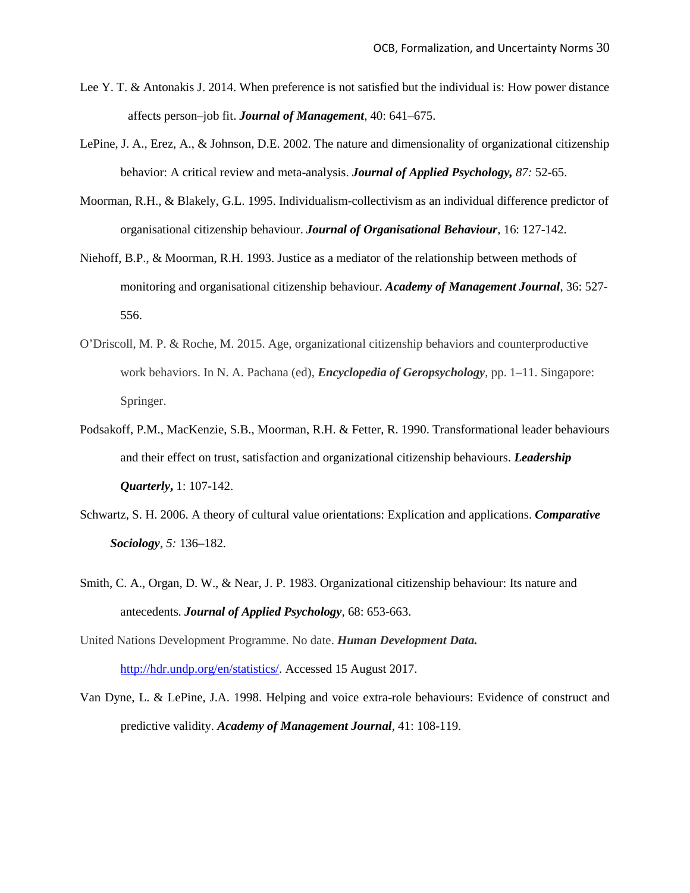Lee Y. T. & Antonakis J. 2014. When preference is not satisfied but the individual is: How power distance affects person–job fit. ***Journal of Management***, 40: 641–675.

LePine, J. A., Erez, A., & Johnson, D.E. 2002. The nature and dimensionality of organizational citizenship behavior: A critical review and meta-analysis. ***Journal of Applied Psychology,*** *87:* 52-65.

Moorman, R.H., & Blakely, G.L. 1995. Individualism-collectivism as an individual difference predictor of organisational citizenship behaviour. ***Journal of Organisational Behaviour***, 16: 127-142.

Niehoff, B.P., & Moorman, R.H. 1993. Justice as a mediator of the relationship between methods of monitoring and organisational citizenship behaviour. ***Academy of Management Journal***, 36: 527-556.

O'Driscoll, M. P. & Roche, M. 2015. Age, organizational citizenship behaviors and counterproductive work behaviors. In N. A. Pachana (ed), ***Encyclopedia of Geropsychology***, pp. 1–11. Singapore: Springer.

Podsakoff, P.M., MacKenzie, S.B., Moorman, R.H. & Fetter, R. 1990. Transformational leader behaviours and their effect on trust, satisfaction and organizational citizenship behaviours. ***Leadership Quarterly***, 1: 107-142.

Schwartz, S. H. 2006. A theory of cultural value orientations: Explication and applications. ***Comparative Sociology***, *5:* 136–182.

Smith, C. A., Organ, D. W., & Near, J. P. 1983. Organizational citizenship behaviour: Its nature and antecedents. ***Journal of Applied Psychology***, 68: 653-663.

United Nations Development Programme. No date. ***Human Development Data.*** http://hdr.undp.org/en/statistics/. Accessed 15 August 2017.

Van Dyne, L. & LePine, J.A. 1998. Helping and voice extra-role behaviours: Evidence of construct and predictive validity. ***Academy of Management Journal***, 41: 108-119.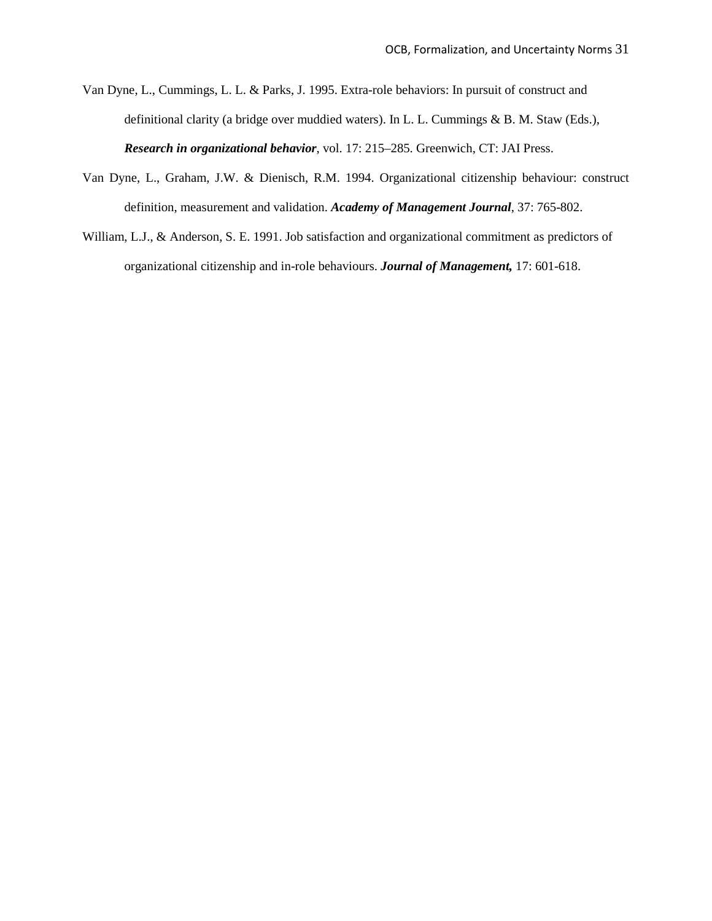Van Dyne, L., Cummings, L. L. & Parks, J. 1995. Extra-role behaviors: In pursuit of construct and definitional clarity (a bridge over muddied waters). In L. L. Cummings & B. M. Staw (Eds.), ***Research in organizational behavior***, vol. 17: 215–285. Greenwich, CT: JAI Press.

Van Dyne, L., Graham, J.W. & Dienisch, R.M. 1994. Organizational citizenship behaviour: construct definition, measurement and validation. ***Academy of Management Journal***, 37: 765-802.

William, L.J., & Anderson, S. E. 1991. Job satisfaction and organizational commitment as predictors of organizational citizenship and in-role behaviours. ***Journal of Management,*** 17: 601-618.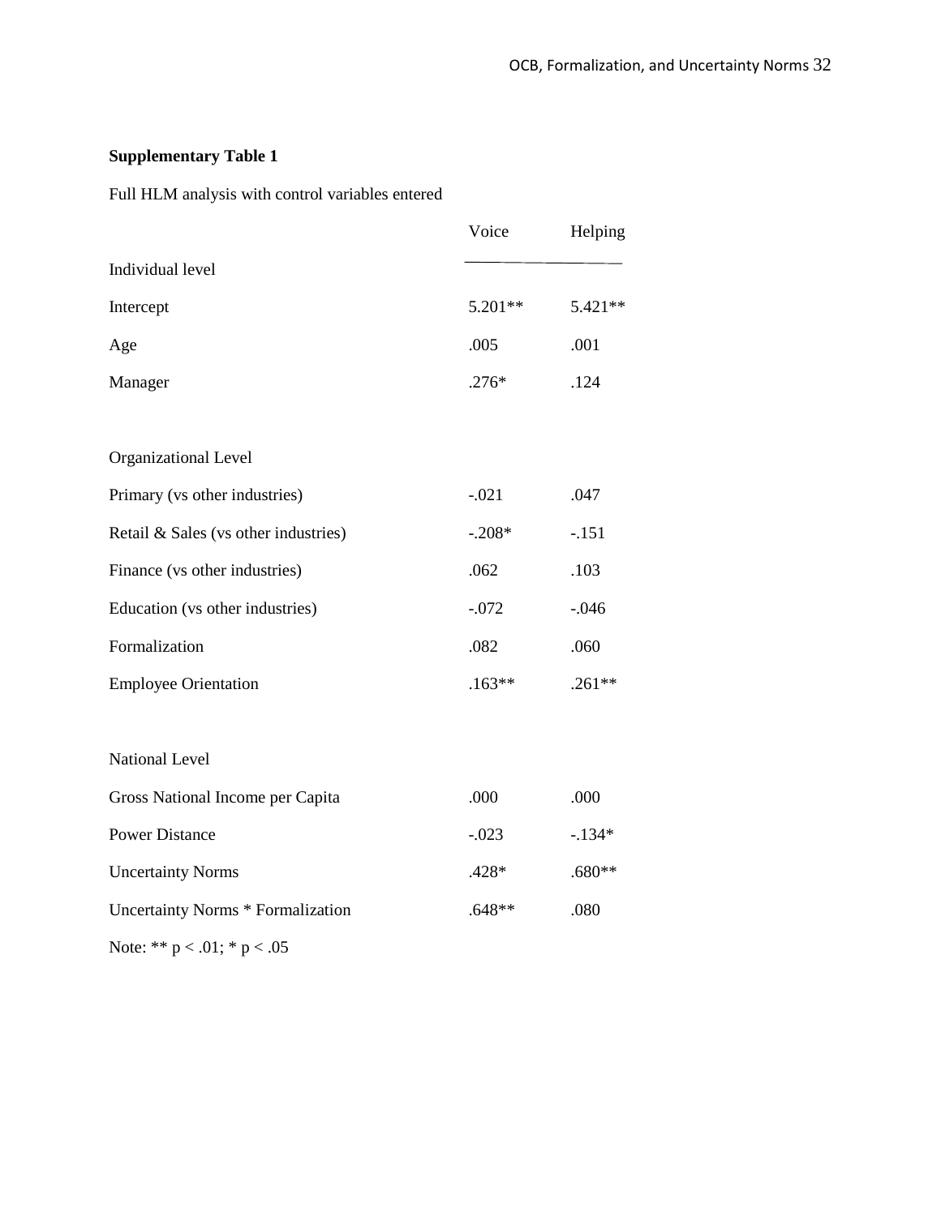**Supplementary Table 1**

Full HLM analysis with control variables entered

| | Voice | Helping |
|---|---|---|
| Individual level | | |
| Intercept | 5.201** | 5.421** |
| Age | .005 | .001 |
| Manager | .276* | .124 |
| | | |
| Organizational Level | | |
| Primary (vs other industries) | -.021 | .047 |
| Retail & Sales (vs other industries) | -.208* | -.151 |
| Finance (vs other industries) | .062 | .103 |
| Education (vs other industries) | -.072 | -.046 |
| Formalization | .082 | .060 |
| Employee Orientation | .163** | .261** |
| | | |
| National Level | | |
| Gross National Income per Capita | .000 | .000 |
| Power Distance | -.023 | -.134* |
| Uncertainty Norms | .428* | .680** |
| Uncertainty Norms * Formalization | .648** | .080 |

Note: ** $p < .01$; * $p < .05$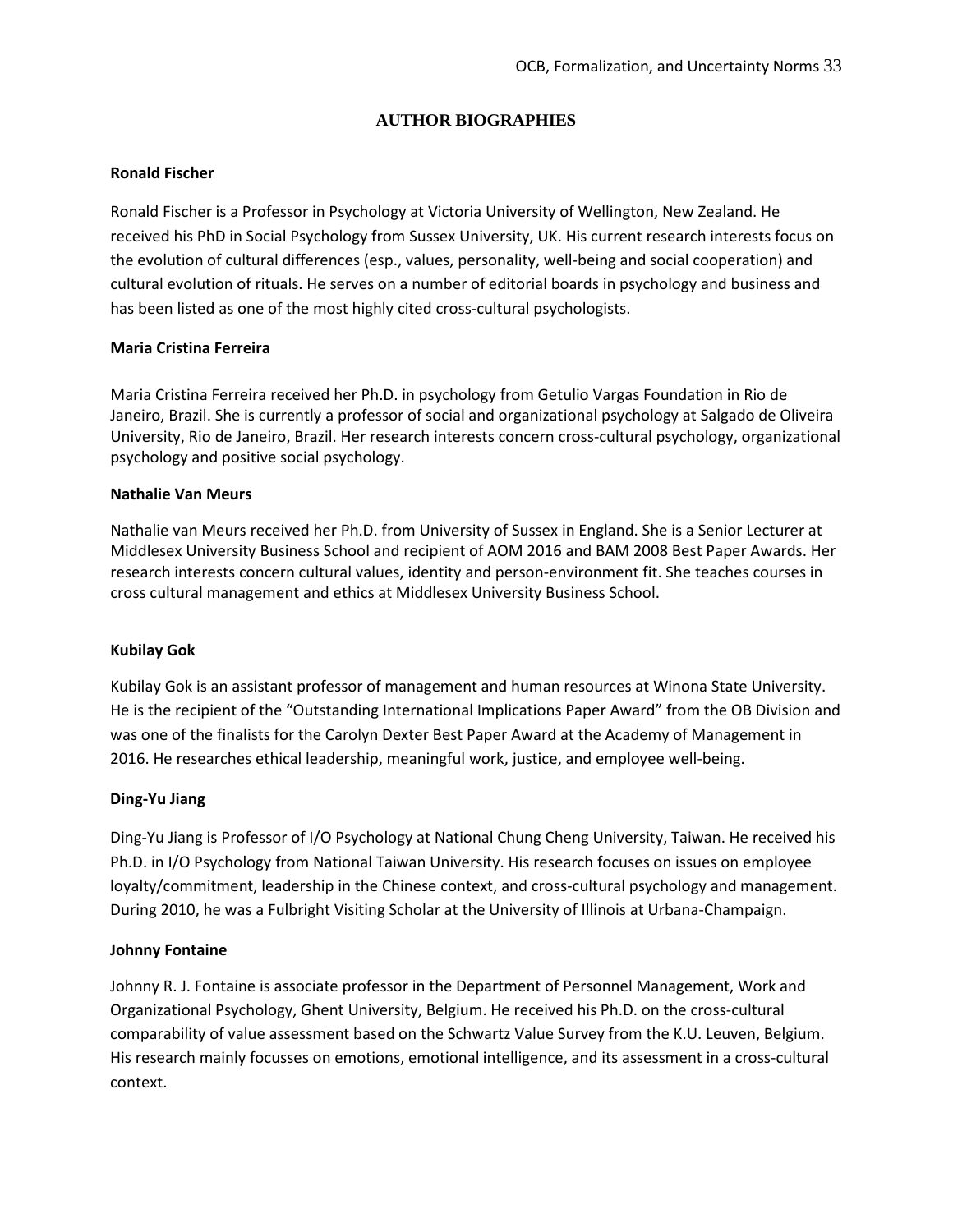## AUTHOR BIOGRAPHIES

**Ronald Fischer**

Ronald Fischer is a Professor in Psychology at Victoria University of Wellington, New Zealand. He received his PhD in Social Psychology from Sussex University, UK. His current research interests focus on the evolution of cultural differences (esp., values, personality, well-being and social cooperation) and cultural evolution of rituals. He serves on a number of editorial boards in psychology and business and has been listed as one of the most highly cited cross-cultural psychologists.

**Maria Cristina Ferreira**

Maria Cristina Ferreira received her Ph.D. in psychology from Getulio Vargas Foundation in Rio de Janeiro, Brazil. She is currently a professor of social and organizational psychology at Salgado de Oliveira University, Rio de Janeiro, Brazil. Her research interests concern cross-cultural psychology, organizational psychology and positive social psychology.

**Nathalie Van Meurs**

Nathalie van Meurs received her Ph.D. from University of Sussex in England. She is a Senior Lecturer at Middlesex University Business School and recipient of AOM 2016 and BAM 2008 Best Paper Awards. Her research interests concern cultural values, identity and person-environment fit. She teaches courses in cross cultural management and ethics at Middlesex University Business School.

**Kubilay Gok**

Kubilay Gok is an assistant professor of management and human resources at Winona State University. He is the recipient of the "Outstanding International Implications Paper Award" from the OB Division and was one of the finalists for the Carolyn Dexter Best Paper Award at the Academy of Management in 2016. He researches ethical leadership, meaningful work, justice, and employee well-being.

**Ding-Yu Jiang**

Ding-Yu Jiang is Professor of I/O Psychology at National Chung Cheng University, Taiwan. He received his Ph.D. in I/O Psychology from National Taiwan University. His research focuses on issues on employee loyalty/commitment, leadership in the Chinese context, and cross-cultural psychology and management. During 2010, he was a Fulbright Visiting Scholar at the University of Illinois at Urbana-Champaign.

**Johnny Fontaine**

Johnny R. J. Fontaine is associate professor in the Department of Personnel Management, Work and Organizational Psychology, Ghent University, Belgium. He received his Ph.D. on the cross-cultural comparability of value assessment based on the Schwartz Value Survey from the K.U. Leuven, Belgium. His research mainly focusses on emotions, emotional intelligence, and its assessment in a cross-cultural context.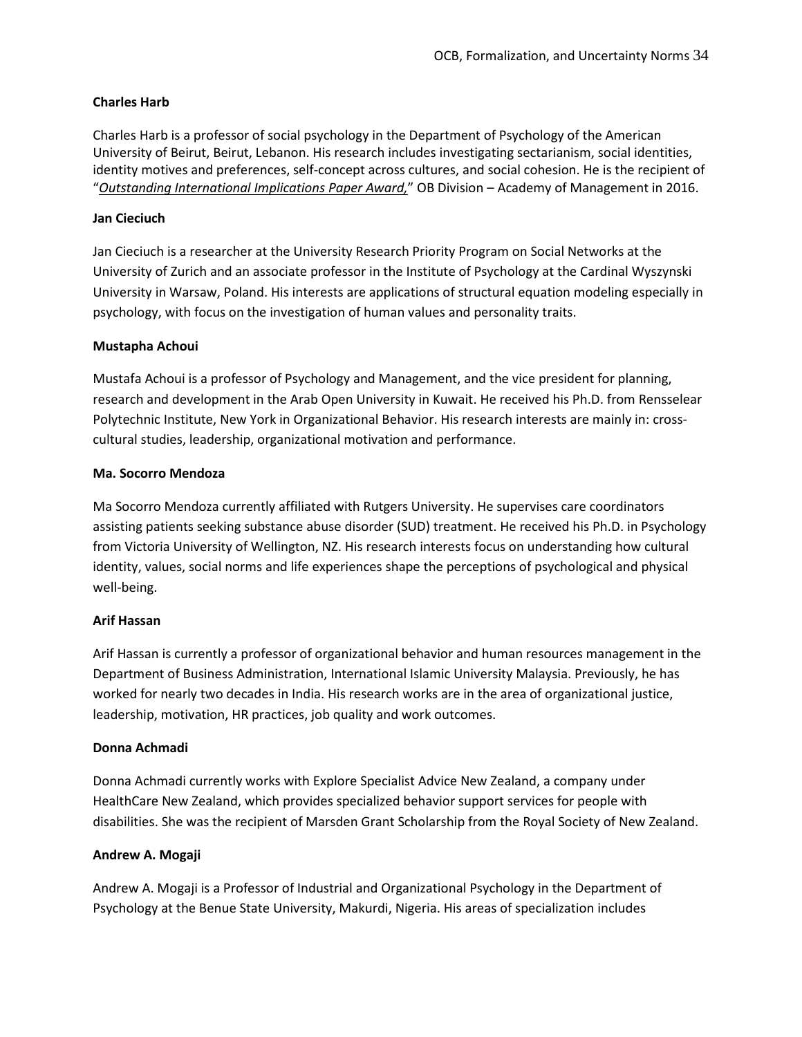**Charles Harb**

Charles Harb is a professor of social psychology in the Department of Psychology of the American University of Beirut, Beirut, Lebanon. His research includes investigating sectarianism, social identities, identity motives and preferences, self-concept across cultures, and social cohesion. He is the recipient of "*Outstanding International Implications Paper Award,*" OB Division – Academy of Management in 2016.

**Jan Cieciuch**

Jan Cieciuch is a researcher at the University Research Priority Program on Social Networks at the University of Zurich and an associate professor in the Institute of Psychology at the Cardinal Wyszynski University in Warsaw, Poland. His interests are applications of structural equation modeling especially in psychology, with focus on the investigation of human values and personality traits.

**Mustapha Achoui**

Mustafa Achoui is a professor of Psychology and Management, and the vice president for planning, research and development in the Arab Open University in Kuwait. He received his Ph.D. from Rensselear Polytechnic Institute, New York in Organizational Behavior. His research interests are mainly in: cross-cultural studies, leadership, organizational motivation and performance.

**Ma. Socorro Mendoza**

Ma Socorro Mendoza currently affiliated with Rutgers University. He supervises care coordinators assisting patients seeking substance abuse disorder (SUD) treatment. He received his Ph.D. in Psychology from Victoria University of Wellington, NZ. His research interests focus on understanding how cultural identity, values, social norms and life experiences shape the perceptions of psychological and physical well-being.

**Arif Hassan**

Arif Hassan is currently a professor of organizational behavior and human resources management in the Department of Business Administration, International Islamic University Malaysia. Previously, he has worked for nearly two decades in India. His research works are in the area of organizational justice, leadership, motivation, HR practices, job quality and work outcomes.

**Donna Achmadi**

Donna Achmadi currently works with Explore Specialist Advice New Zealand, a company under HealthCare New Zealand, which provides specialized behavior support services for people with disabilities. She was the recipient of Marsden Grant Scholarship from the Royal Society of New Zealand.

**Andrew A. Mogaji**

Andrew A. Mogaji is a Professor of Industrial and Organizational Psychology in the Department of Psychology at the Benue State University, Makurdi, Nigeria. His areas of specialization includes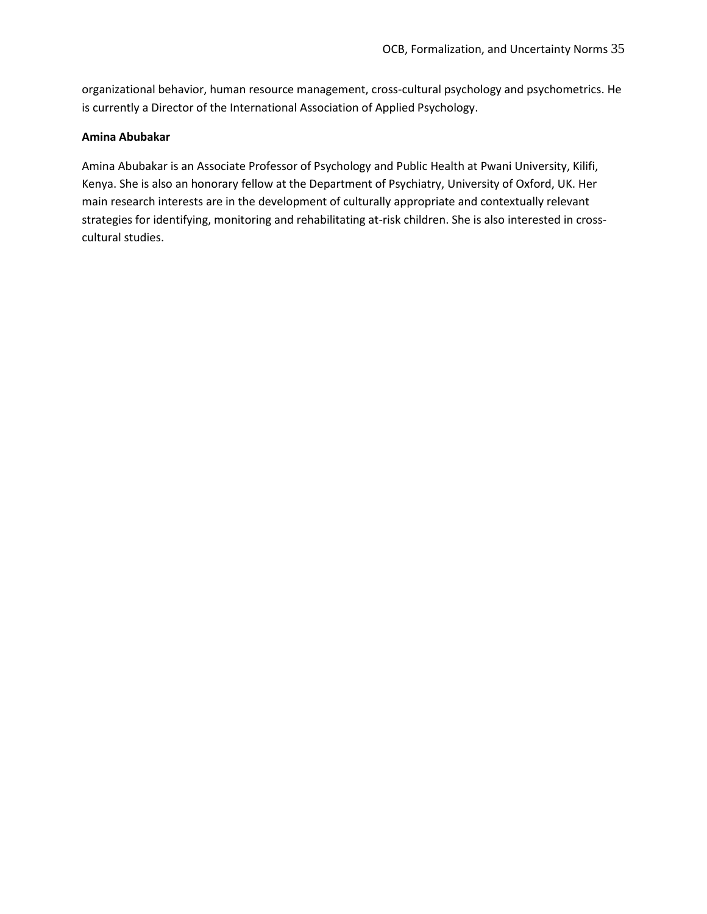organizational behavior, human resource management, cross-cultural psychology and psychometrics. He is currently a Director of the International Association of Applied Psychology.

**Amina Abubakar**

Amina Abubakar is an Associate Professor of Psychology and Public Health at Pwani University, Kilifi, Kenya. She is also an honorary fellow at the Department of Psychiatry, University of Oxford, UK. Her main research interests are in the development of culturally appropriate and contextually relevant strategies for identifying, monitoring and rehabilitating at-risk children. She is also interested in cross-cultural studies.